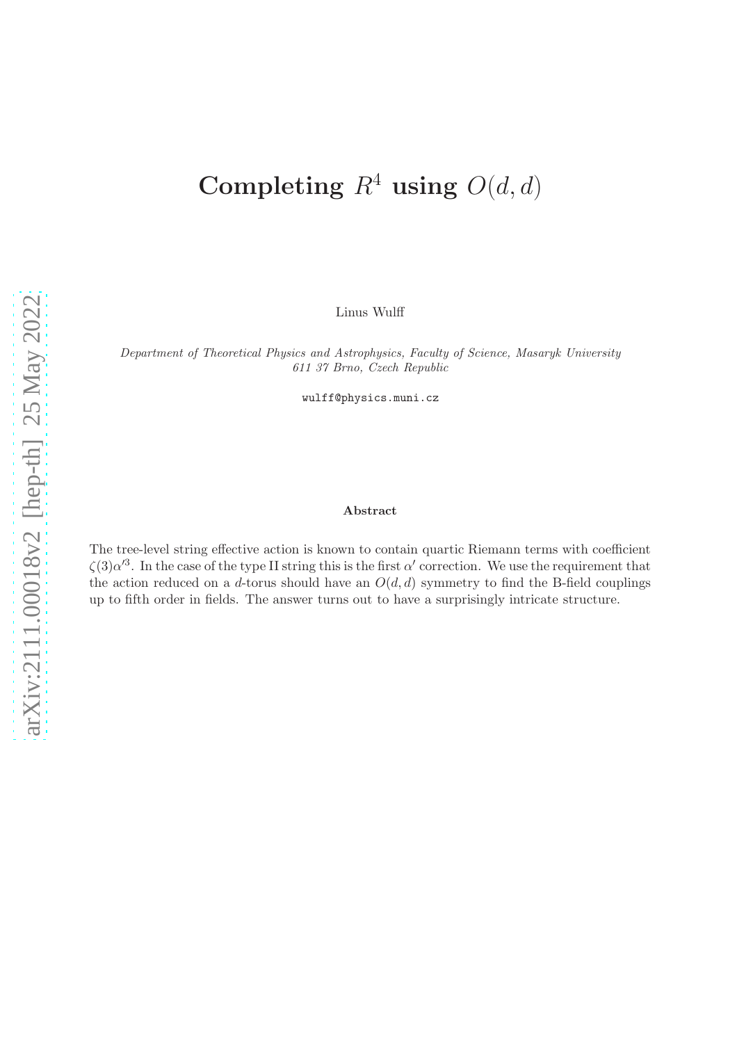# Completing $R^4$ using $O(d, d)$

Linus Wulff

*Department of Theoretical Physics and Astrophysics, Faculty of Science, Masaryk University 611 37 Brno, Czech Republic*

wulff@physics.muni.cz

### Abstract

The tree-level string effective action is known to contain quartic Riemann terms with coefficient $\zeta(3)\alpha'^3$. In the case of the type II string this is the first $\alpha'$ correction. We use the requirement that the action reduced on a $d$-torus should have an $O(d, d)$ symmetry to find the B-field couplings up to fifth order in fields. The answer turns out to have a surprisingly intricate structure.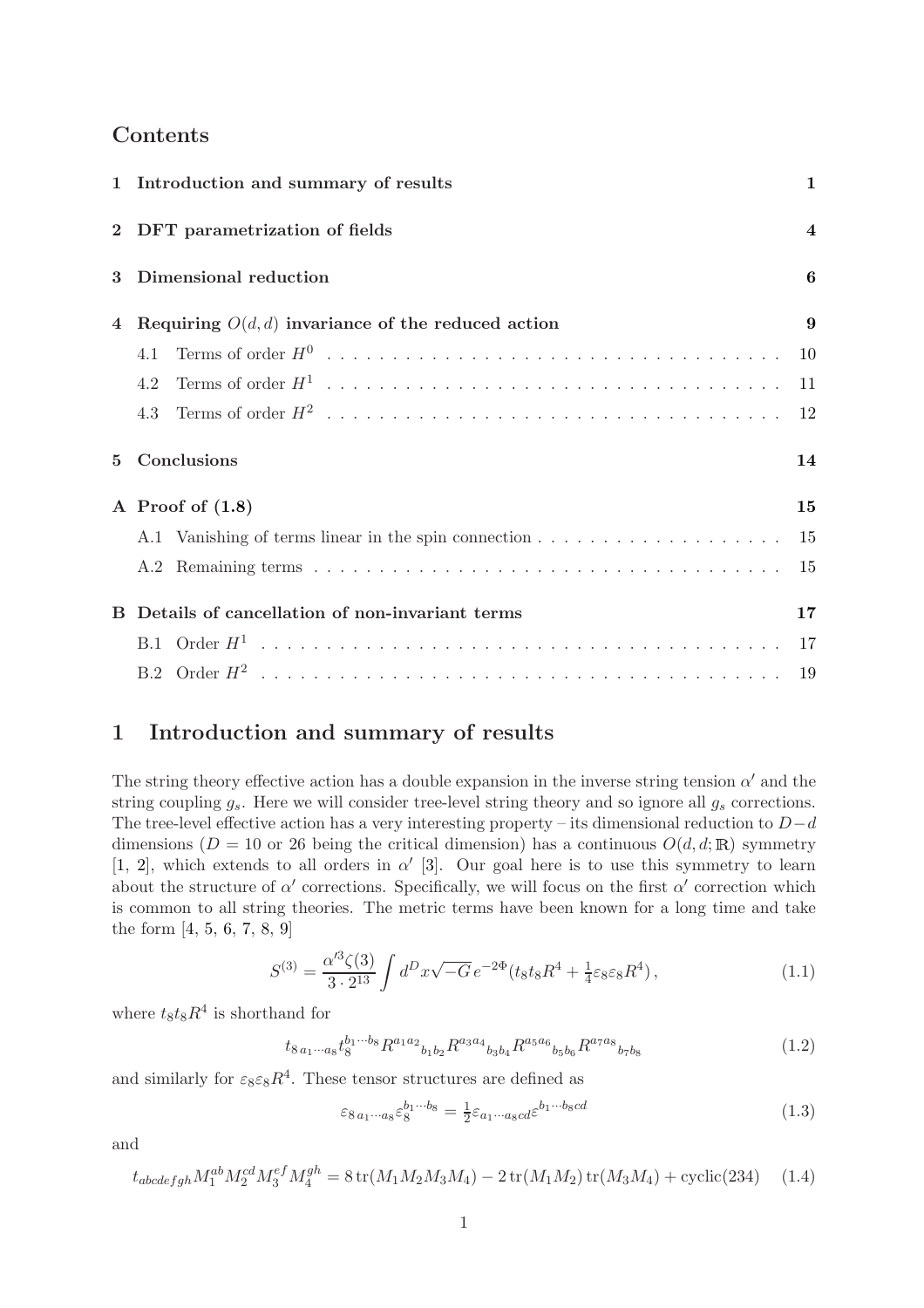## Contents

| | |
|---|---|
| **1 Introduction and summary of results** | **1** |
| **2 DFT parametrization of fields** | **4** |
| **3 Dimensional reduction** | **6** |
| **4 Requiring $O(d,d)$ invariance of the reduced action** | **9** |
| 4.1 Terms of order $H^0$ | 10 |
| 4.2 Terms of order $H^1$ | 11 |
| 4.3 Terms of order $H^2$ | 12 |
| **5 Conclusions** | **14** |
| **A Proof of (1.8)** | **15** |
| A.1 Vanishing of terms linear in the spin connection | 15 |
| A.2 Remaining terms | 15 |
| **B Details of cancellation of non-invariant terms** | **17** |
| B.1 Order $H^1$ | 17 |
| B.2 Order $H^2$ | 19 |

# 1 Introduction and summary of results

The string theory effective action has a double expansion in the inverse string tension $\alpha'$ and the string coupling $g_s$. Here we will consider tree-level string theory and so ignore all $g_s$ corrections. The tree-level effective action has a very interesting property – its dimensional reduction to $D-d$ dimensions ($D = 10$ or 26 being the critical dimension) has a continuous $O(d,d;\mathbb{R})$ symmetry [1, 2], which extends to all orders in $\alpha'$ [3]. Our goal here is to use this symmetry to learn about the structure of $\alpha'$ corrections. Specifically, we will focus on the first $\alpha'$ correction which is common to all string theories. The metric terms have been known for a long time and take the form [4, 5, 6, 7, 8, 9]

$$S^{(3)} = \frac{\alpha'^3\zeta(3)}{3\cdot 2^{13}}\int d^Dx\sqrt{-G}\,e^{-2\Phi}(t_8t_8R^4 + \tfrac{1}{4}\varepsilon_8\varepsilon_8R^4)\,, \tag{1.1}$$

where $t_8t_8R^4$ is shorthand for

$$t_{8\,a_1\cdots a_8}t_8^{b_1\cdots b_8}R^{a_1a_2}{}_{b_1b_2}R^{a_3a_4}{}_{b_3b_4}R^{a_5a_6}{}_{b_5b_6}R^{a_7a_8}{}_{b_7b_8} \tag{1.2}$$

and similarly for $\varepsilon_8\varepsilon_8R^4$. These tensor structures are defined as

$$\varepsilon_{8\,a_1\cdots a_8}\varepsilon_8^{b_1\cdots b_8} = \tfrac{1}{2}\varepsilon_{a_1\cdots a_8cd}\varepsilon^{b_1\cdots b_8cd} \tag{1.3}$$

and

$$t_{abcdefgh}M_1^{ab}M_2^{cd}M_3^{ef}M_4^{gh} = 8\,\mathrm{tr}(M_1M_2M_3M_4) - 2\,\mathrm{tr}(M_1M_2)\,\mathrm{tr}(M_3M_4) + \mathrm{cyclic}(234) \tag{1.4}$$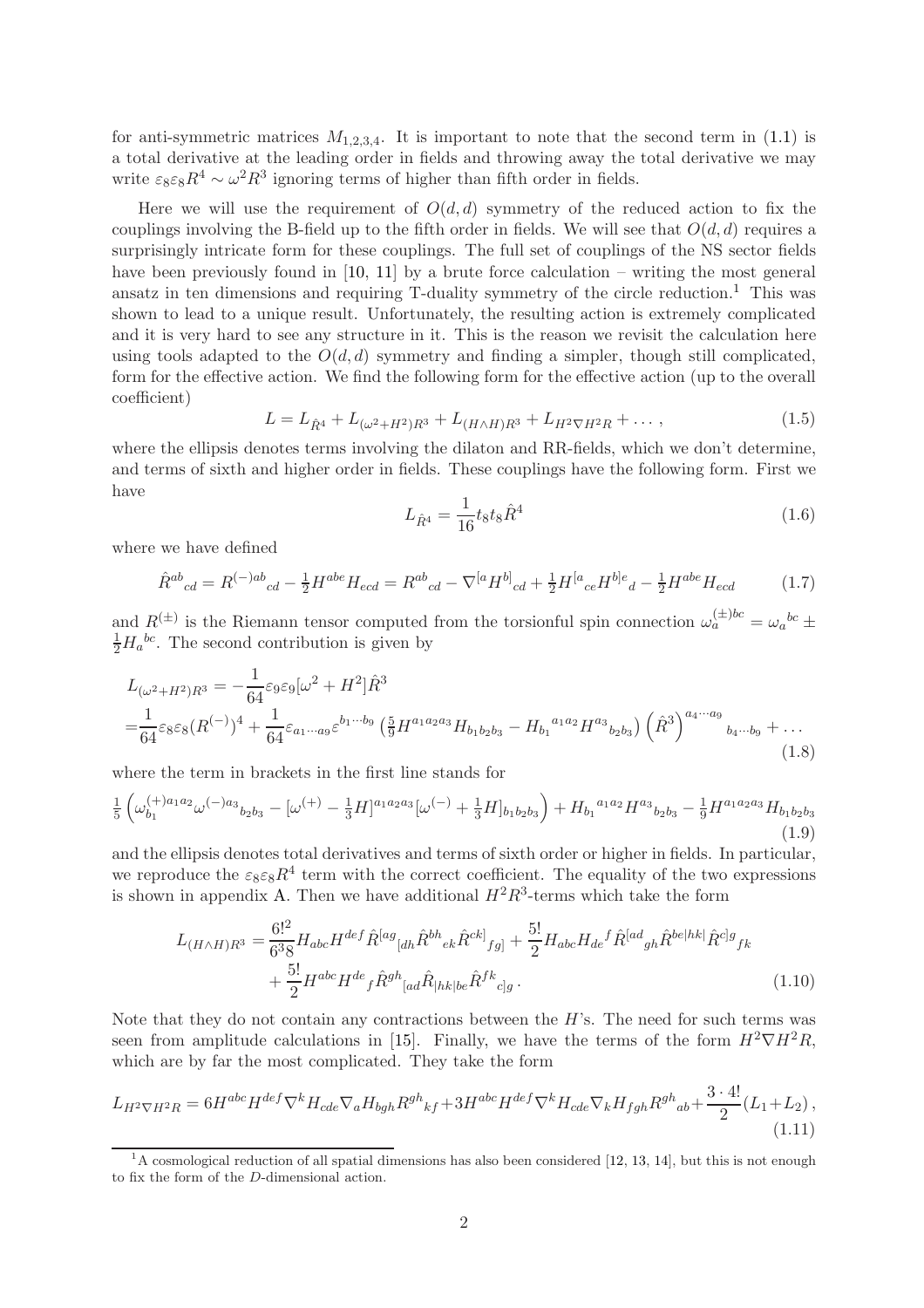for anti-symmetric matrices $M_{1,2,3,4}$. It is important to note that the second term in (1.1) is a total derivative at the leading order in fields and throwing away the total derivative we may write $\varepsilon_8\varepsilon_8 R^4 \sim \omega^2 R^3$ ignoring terms of higher than fifth order in fields.

Here we will use the requirement of $O(d,d)$ symmetry of the reduced action to fix the couplings involving the B-field up to the fifth order in fields. We will see that $O(d,d)$ requires a surprisingly intricate form for these couplings. The full set of couplings of the NS sector fields have been previously found in [10, 11] by a brute force calculation – writing the most general ansatz in ten dimensions and requiring T-duality symmetry of the circle reduction.[1] This was shown to lead to a unique result. Unfortunately, the resulting action is extremely complicated and it is very hard to see any structure in it. This is the reason we revisit the calculation here using tools adapted to the $O(d,d)$ symmetry and finding a simpler, though still complicated, form for the effective action. We find the following form for the effective action (up to the overall coefficient)

$$L = L_{\hat{R}^4} + L_{(\omega^2+H^2)R^3} + L_{(H\wedge H)R^3} + L_{H^2\nabla H^2 R} + \ldots\,, \tag{1.5}$$

where the ellipsis denotes terms involving the dilaton and RR-fields, which we don't determine, and terms of sixth and higher order in fields. These couplings have the following form. First we have

$$L_{\hat{R}^4} = \frac{1}{16} t_8 t_8 \hat{R}^4 \tag{1.6}$$

where we have defined

$$\hat{R}^{ab}{}_{cd} = R^{(-)ab}{}_{cd} - \tfrac{1}{2} H^{abe} H_{ecd} = R^{ab}{}_{cd} - \nabla^{[a} H^{b]}{}_{cd} + \tfrac{1}{2} H^{[a}{}_{ce} H^{b]e}{}_{d} - \tfrac{1}{2} H^{abe} H_{ecd} \tag{1.7}$$

and $R^{(\pm)}$ is the Riemann tensor computed from the torsionful spin connection $\omega_a^{(\pm)bc} = \omega_a{}^{bc} \pm \frac{1}{2} H_a{}^{bc}$. The second contribution is given by

$$\begin{aligned}
L_{(\omega^2+H^2)R^3} &= -\frac{1}{64}\varepsilon_9\varepsilon_9[\omega^2 + H^2]\hat{R}^3 \\
&= \frac{1}{64}\varepsilon_8\varepsilon_8 (R^{(-)})^4 + \frac{1}{64}\varepsilon_{a_1\cdots a_9}\varepsilon^{b_1\cdots b_9}\left(\tfrac{5}{9} H^{a_1a_2a_3} H_{b_1b_2b_3} - H_{b_1}{}^{a_1a_2} H^{a_3}{}_{b_2b_3}\right)\left(\hat{R}^3\right)^{a_4\cdots a_9}{}_{b_4\cdots b_9} + \ldots
\end{aligned} \tag{1.8}$$

where the term in brackets in the first line stands for

$$\tfrac{1}{5}\left(\omega_{b_1}^{(+)a_1a_2}\omega^{(-)a_3}{}_{b_2b_3} - [\omega^{(+)} - \tfrac{1}{3}H]^{a_1a_2a_3}[\omega^{(-)} + \tfrac{1}{3}H]_{b_1b_2b_3}\right) + H_{b_1}{}^{a_1a_2} H^{a_3}{}_{b_2b_3} - \tfrac{1}{9} H^{a_1a_2a_3} H_{b_1b_2b_3} \tag{1.9}$$

and the ellipsis denotes total derivatives and terms of sixth order or higher in fields. In particular, we reproduce the $\varepsilon_8\varepsilon_8 R^4$ term with the correct coefficient. The equality of the two expressions is shown in appendix A. Then we have additional $H^2R^3$-terms which take the form

$$\begin{aligned}
L_{(H\wedge H)R^3} = &\frac{6!^2}{6^3 8} H_{abc} H^{def} \hat{R}^{[ag}{}_{[dh}\hat{R}^{bh}{}_{ek}\hat{R}^{ck]}{}_{fg]} + \frac{5!}{2} H_{abc} H_{de}{}^{f} \hat{R}^{[ad}{}_{gh}\hat{R}^{be|hk|}\hat{R}^{c]g}{}_{fk} \\
&+ \frac{5!}{2} H^{abc} H^{de}{}_{f} \hat{R}^{gh}{}_{[ad}\hat{R}_{|hk|be}\hat{R}^{fk}{}_{c]g}\,.
\end{aligned} \tag{1.10}$$

Note that they do not contain any contractions between the $H$'s. The need for such terms was seen from amplitude calculations in [15]. Finally, we have the terms of the form $H^2\nabla H^2 R$, which are by far the most complicated. They take the form

$$L_{H^2\nabla H^2 R} = 6H^{abc}H^{def}\nabla^k H_{cde}\nabla_a H_{bgh} R^{gh}{}_{kf} + 3H^{abc}H^{def}\nabla^k H_{cde}\nabla_k H_{fgh} R^{gh}{}_{ab} + \frac{3\cdot 4!}{2}(L_1 + L_2)\,, \tag{1.11}$$

[1] A cosmological reduction of all spatial dimensions has also been considered [12, 13, 14], but this is not enough to fix the form of the $D$-dimensional action.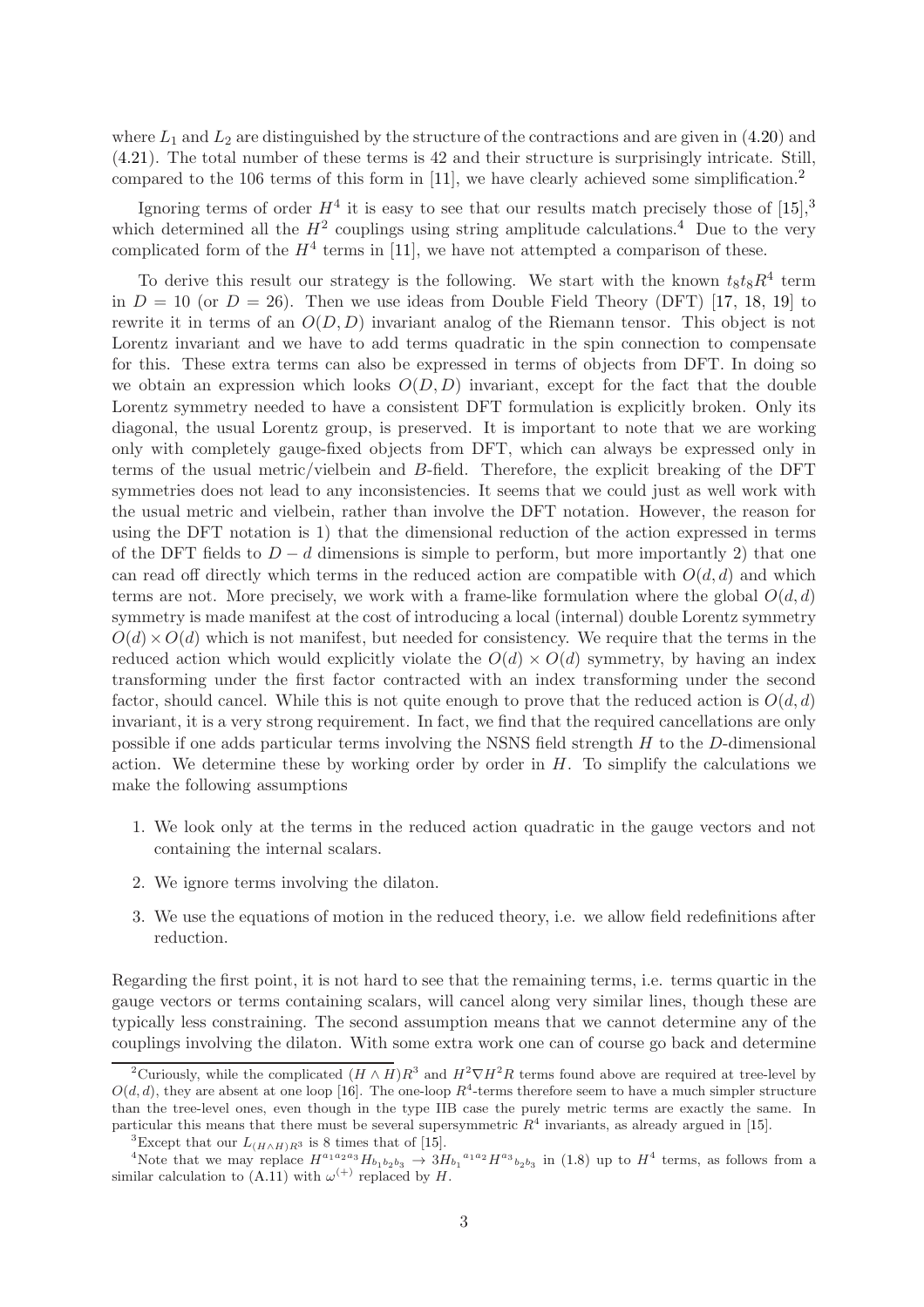where $L_1$ and $L_2$ are distinguished by the structure of the contractions and are given in (4.20) and (4.21). The total number of these terms is 42 and their structure is surprisingly intricate. Still, compared to the 106 terms of this form in [11], we have clearly achieved some simplification.[2]

Ignoring terms of order $H^4$ it is easy to see that our results match precisely those of [15],[3] which determined all the $H^2$ couplings using string amplitude calculations.[4] Due to the very complicated form of the $H^4$ terms in [11], we have not attempted a comparison of these.

To derive this result our strategy is the following. We start with the known $t_8t_8R^4$ term in $D = 10$ (or $D = 26$). Then we use ideas from Double Field Theory (DFT) [17, 18, 19] to rewrite it in terms of an $O(D, D)$ invariant analog of the Riemann tensor. This object is not Lorentz invariant and we have to add terms quadratic in the spin connection to compensate for this. These extra terms can also be expressed in terms of objects from DFT. In doing so we obtain an expression which looks $O(D, D)$ invariant, except for the fact that the double Lorentz symmetry needed to have a consistent DFT formulation is explicitly broken. Only its diagonal, the usual Lorentz group, is preserved. It is important to note that we are working only with completely gauge-fixed objects from DFT, which can always be expressed only in terms of the usual metric/vielbein and $B$-field. Therefore, the explicit breaking of the DFT symmetries does not lead to any inconsistencies. It seems that we could just as well work with the usual metric and vielbein, rather than involve the DFT notation. However, the reason for using the DFT notation is 1) that the dimensional reduction of the action expressed in terms of the DFT fields to $D - d$ dimensions is simple to perform, but more importantly 2) that one can read off directly which terms in the reduced action are compatible with $O(d, d)$ and which terms are not. More precisely, we work with a frame-like formulation where the global $O(d, d)$ symmetry is made manifest at the cost of introducing a local (internal) double Lorentz symmetry $O(d) \times O(d)$ which is not manifest, but needed for consistency. We require that the terms in the reduced action which would explicitly violate the $O(d) \times O(d)$ symmetry, by having an index transforming under the first factor contracted with an index transforming under the second factor, should cancel. While this is not quite enough to prove that the reduced action is $O(d, d)$ invariant, it is a very strong requirement. In fact, we find that the required cancellations are only possible if one adds particular terms involving the NSNS field strength $H$ to the $D$-dimensional action. We determine these by working order by order in $H$. To simplify the calculations we make the following assumptions

1. We look only at the terms in the reduced action quadratic in the gauge vectors and not containing the internal scalars.
2. We ignore terms involving the dilaton.
3. We use the equations of motion in the reduced theory, i.e. we allow field redefinitions after reduction.

Regarding the first point, it is not hard to see that the remaining terms, i.e. terms quartic in the gauge vectors or terms containing scalars, will cancel along very similar lines, though these are typically less constraining. The second assumption means that we cannot determine any of the couplings involving the dilaton. With some extra work one can of course go back and determine

---

[2] Curiously, while the complicated $(H \wedge H)R^3$ and $H^2\nabla H^2 R$ terms found above are required at tree-level by $O(d, d)$, they are absent at one loop [16]. The one-loop $R^4$-terms therefore seem to have a much simpler structure than the tree-level ones, even though in the type IIB case the purely metric terms are exactly the same. In particular this means that there must be several supersymmetric $R^4$ invariants, as already argued in [15].

[3] Except that our $L_{(H\wedge H)R^3}$ is 8 times that of [15].

[4] Note that we may replace $H^{a_1a_2a_3}H_{b_1b_2b_3} \to 3H_{b_1}{}^{a_1a_2}H^{a_3}{}_{b_2b_3}$ in (1.8) up to $H^4$ terms, as follows from a similar calculation to (A.11) with $\omega^{(+)}$ replaced by $H$.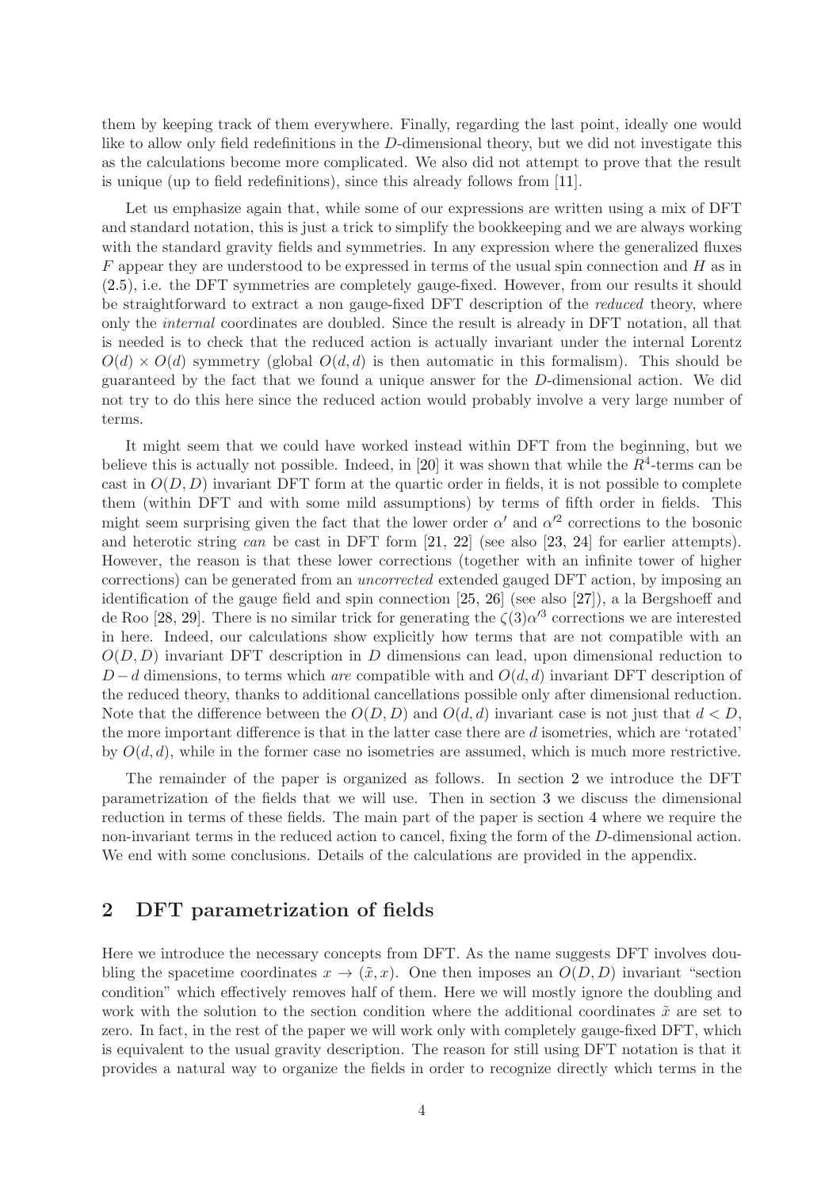them by keeping track of them everywhere. Finally, regarding the last point, ideally one would like to allow only field redefinitions in the $D$-dimensional theory, but we did not investigate this as the calculations become more complicated. We also did not attempt to prove that the result is unique (up to field redefinitions), since this already follows from [11].

Let us emphasize again that, while some of our expressions are written using a mix of DFT and standard notation, this is just a trick to simplify the bookkeeping and we are always working with the standard gravity fields and symmetries. In any expression where the generalized fluxes $F$ appear they are understood to be expressed in terms of the usual spin connection and $H$ as in (2.5), i.e. the DFT symmetries are completely gauge-fixed. However, from our results it should be straightforward to extract a non gauge-fixed DFT description of the *reduced* theory, where only the *internal* coordinates are doubled. Since the result is already in DFT notation, all that is needed is to check that the reduced action is actually invariant under the internal Lorentz $O(d) \times O(d)$ symmetry (global $O(d,d)$ is then automatic in this formalism). This should be guaranteed by the fact that we found a unique answer for the $D$-dimensional action. We did not try to do this here since the reduced action would probably involve a very large number of terms.

It might seem that we could have worked instead within DFT from the beginning, but we believe this is actually not possible. Indeed, in [20] it was shown that while the $R^4$-terms can be cast in $O(D,D)$ invariant DFT form at the quartic order in fields, it is not possible to complete them (within DFT and with some mild assumptions) by terms of fifth order in fields. This might seem surprising given the fact that the lower order $\alpha'$ and $\alpha'^2$ corrections to the bosonic and heterotic string *can* be cast in DFT form [21, 22] (see also [23, 24] for earlier attempts). However, the reason is that these lower corrections (together with an infinite tower of higher corrections) can be generated from an *uncorrected* extended gauged DFT action, by imposing an identification of the gauge field and spin connection [25, 26] (see also [27]), a la Bergshoeff and de Roo [28, 29]. There is no similar trick for generating the $\zeta(3)\alpha'^3$ corrections we are interested in here. Indeed, our calculations show explicitly how terms that are not compatible with an $O(D,D)$ invariant DFT description in $D$ dimensions can lead, upon dimensional reduction to $D-d$ dimensions, to terms which *are* compatible with and $O(d,d)$ invariant DFT description of the reduced theory, thanks to additional cancellations possible only after dimensional reduction. Note that the difference between the $O(D,D)$ and $O(d,d)$ invariant case is not just that $d < D$, the more important difference is that in the latter case there are $d$ isometries, which are 'rotated' by $O(d,d)$, while in the former case no isometries are assumed, which is much more restrictive.

The remainder of the paper is organized as follows. In section 2 we introduce the DFT parametrization of the fields that we will use. Then in section 3 we discuss the dimensional reduction in terms of these fields. The main part of the paper is section 4 where we require the non-invariant terms in the reduced action to cancel, fixing the form of the $D$-dimensional action. We end with some conclusions. Details of the calculations are provided in the appendix.

## 2 DFT parametrization of fields

Here we introduce the necessary concepts from DFT. As the name suggests DFT involves doubling the spacetime coordinates $x \to (\tilde{x}, x)$. One then imposes an $O(D,D)$ invariant "section condition" which effectively removes half of them. Here we will mostly ignore the doubling and work with the solution to the section condition where the additional coordinates $\tilde{x}$ are set to zero. In fact, in the rest of the paper we will work only with completely gauge-fixed DFT, which is equivalent to the usual gravity description. The reason for still using DFT notation is that it provides a natural way to organize the fields in order to recognize directly which terms in the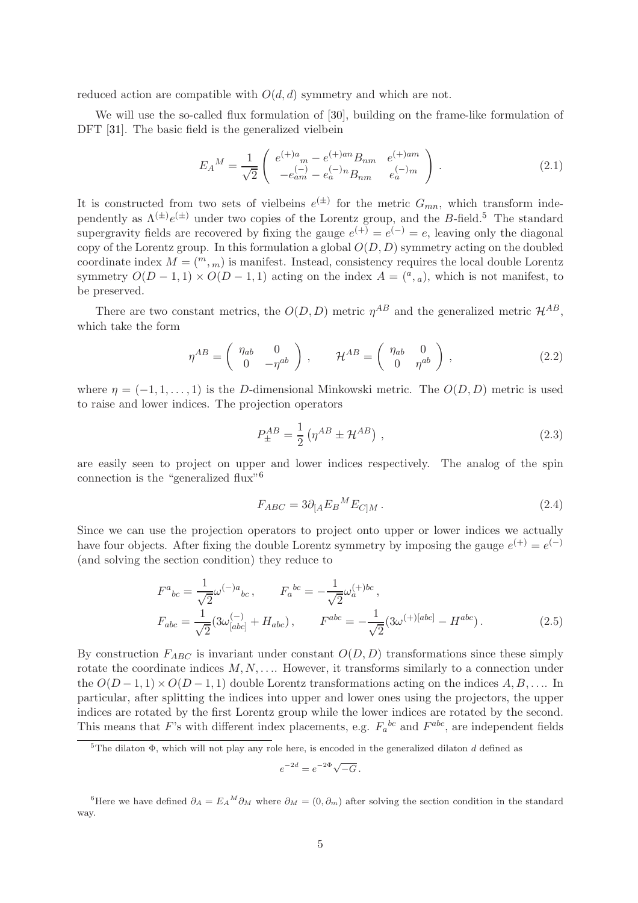reduced action are compatible with $O(d,d)$ symmetry and which are not.

We will use the so-called flux formulation of [30], building on the frame-like formulation of DFT [31]. The basic field is the generalized vielbein

$$E_A{}^M = \frac{1}{\sqrt{2}} \left( \begin{array}{cc} e^{(+)a}{}_m - e^{(+)an} B_{nm} & e^{(+)am} \\ -e^{(-)}_{am} - e_a^{(-)n} B_{nm} & e_a^{(-)m} \end{array} \right) . \tag{2.1}$$

It is constructed from two sets of vielbeins $e^{(\pm)}$ for the metric $G_{mn}$, which transform independently as $\Lambda^{(\pm)} e^{(\pm)}$ under two copies of the Lorentz group, and the $B$-field.[5] The standard supergravity fields are recovered by fixing the gauge $e^{(+)} = e^{(-)} = e$, leaving only the diagonal copy of the Lorentz group. In this formulation a global $O(D,D)$ symmetry acting on the doubled coordinate index $M = ({}^m, {}_m)$ is manifest. Instead, consistency requires the local double Lorentz symmetry $O(D-1,1) \times O(D-1,1)$ acting on the index $A = ({}^a, {}_a)$, which is not manifest, to be preserved.

There are two constant metrics, the $O(D,D)$ metric $\eta^{AB}$ and the generalized metric $\mathcal{H}^{AB}$, which take the form

$$\eta^{AB} = \left( \begin{array}{cc} \eta_{ab} & 0 \\ 0 & -\eta^{ab} \end{array} \right) , \qquad \mathcal{H}^{AB} = \left( \begin{array}{cc} \eta_{ab} & 0 \\ 0 & \eta^{ab} \end{array} \right) , \tag{2.2}$$

where $\eta = (-1, 1, \ldots, 1)$ is the $D$-dimensional Minkowski metric. The $O(D,D)$ metric is used to raise and lower indices. The projection operators

$$P_{\pm}^{AB} = \frac{1}{2} \left( \eta^{AB} \pm \mathcal{H}^{AB} \right) , \tag{2.3}$$

are easily seen to project on upper and lower indices respectively. The analog of the spin connection is the "generalized flux"[6]

$$F_{ABC} = 3 \partial_{[A} E_B{}^M E_{C]M} \,. \tag{2.4}$$

Since we can use the projection operators to project onto upper or lower indices we actually have four objects. After fixing the double Lorentz symmetry by imposing the gauge $e^{(+)} = e^{(-)}$ (and solving the section condition) they reduce to

$$\begin{aligned} F^a{}_{bc} &= \frac{1}{\sqrt{2}} \omega^{(-)a}{}_{bc} \,, & F_a{}^{bc} &= -\frac{1}{\sqrt{2}} \omega_a^{(+)bc} \,, \\ F_{abc} &= \frac{1}{\sqrt{2}} (3\omega^{(-)}_{[abc]} + H_{abc}) \,, & F^{abc} &= -\frac{1}{\sqrt{2}} (3\omega^{(+)[abc]} - H^{abc}) \,. \end{aligned} \tag{2.5}$$

By construction $F_{ABC}$ is invariant under constant $O(D,D)$ transformations since these simply rotate the coordinate indices $M, N, \ldots$. However, it transforms similarly to a connection under the $O(D-1,1) \times O(D-1,1)$ double Lorentz transformations acting on the indices $A, B, \ldots$. In particular, after splitting the indices into upper and lower ones using the projectors, the upper indices are rotated by the first Lorentz group while the lower indices are rotated by the second. This means that $F$'s with different index placements, e.g. $F_a{}^{bc}$ and $F^{abc}$, are independent fields

[5] The dilaton $\Phi$, which will not play any role here, is encoded in the generalized dilaton $d$ defined as

$$e^{-2d} = e^{-2\Phi} \sqrt{-G} \,.$$

[6] Here we have defined $\partial_A = E_A{}^M \partial_M$ where $\partial_M = (0, \partial_m)$ after solving the section condition in the standard way.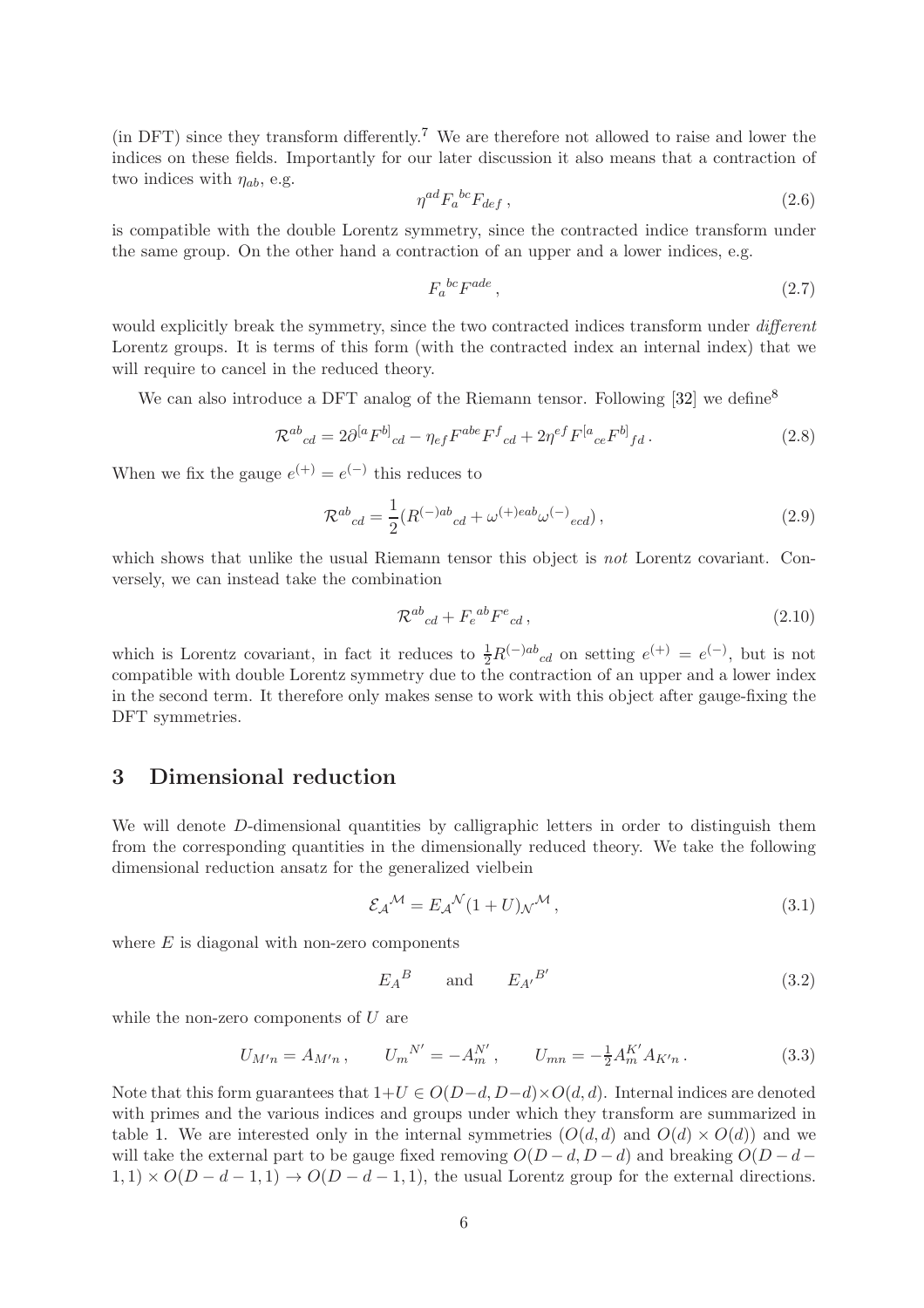(in DFT) since they transform differently.[7] We are therefore not allowed to raise and lower the indices on these fields. Importantly for our later discussion it also means that a contraction of two indices with $\eta_{ab}$, e.g.

$$\eta^{ad} F_a{}^{bc} F_{def}\,, \tag{2.6}$$

is compatible with the double Lorentz symmetry, since the contracted indice transform under the same group. On the other hand a contraction of an upper and a lower indices, e.g.

$$F_a{}^{bc} F^{ade}\,, \tag{2.7}$$

would explicitly break the symmetry, since the two contracted indices transform under *different* Lorentz groups. It is terms of this form (with the contracted index an internal index) that we will require to cancel in the reduced theory.

We can also introduce a DFT analog of the Riemann tensor. Following [32] we define[8]

$$\mathcal{R}^{ab}{}_{cd} = 2\partial^{[a} F^{b]}{}_{cd} - \eta_{ef} F^{abe} F^f{}_{cd} + 2\eta^{ef} F^{[a}{}_{ce} F^{b]}{}_{fd}\,. \tag{2.8}$$

When we fix the gauge $e^{(+)} = e^{(-)}$ this reduces to

$$\mathcal{R}^{ab}{}_{cd} = \frac{1}{2}(R^{(-)ab}{}_{cd} + \omega^{(+)eab}\omega^{(-)}{}_{ecd})\,, \tag{2.9}$$

which shows that unlike the usual Riemann tensor this object is *not* Lorentz covariant. Conversely, we can instead take the combination

$$\mathcal{R}^{ab}{}_{cd} + F_e{}^{ab} F^e{}_{cd}\,, \tag{2.10}$$

which is Lorentz covariant, in fact it reduces to $\frac{1}{2}R^{(-)ab}{}_{cd}$ on setting $e^{(+)} = e^{(-)}$, but is not compatible with double Lorentz symmetry due to the contraction of an upper and a lower index in the second term. It therefore only makes sense to work with this object after gauge-fixing the DFT symmetries.

# 3 Dimensional reduction

We will denote $D$-dimensional quantities by calligraphic letters in order to distinguish them from the corresponding quantities in the dimensionally reduced theory. We take the following dimensional reduction ansatz for the generalized vielbein

$$\mathcal{E}_{\mathcal{A}}{}^{\mathcal{M}} = E_{\mathcal{A}}{}^{\mathcal{N}}(1+U)_{\mathcal{N}}{}^{\mathcal{M}}\,, \tag{3.1}$$

where $E$ is diagonal with non-zero components

$$E_A{}^B \qquad \text{and} \qquad E_{A'}{}^{B'} \tag{3.2}$$

while the non-zero components of $U$ are

$$U_{M'n} = A_{M'n}\,, \qquad U_m{}^{N'} = -A_m^{N'}\,, \qquad U_{mn} = -\tfrac{1}{2}A_m^{K'} A_{K'n}\,. \tag{3.3}$$

Note that this form guarantees that $1+U \in O(D-d, D-d) \times O(d,d)$. Internal indices are denoted with primes and the various indices and groups under which they transform are summarized in table 1. We are interested only in the internal symmetries ($O(d,d)$ and $O(d)\times O(d)$) and we will take the external part to be gauge fixed removing $O(D-d, D-d)$ and breaking $O(D-d-1,1)\times O(D-d-1,1) \to O(D-d-1,1)$, the usual Lorentz group for the external directions.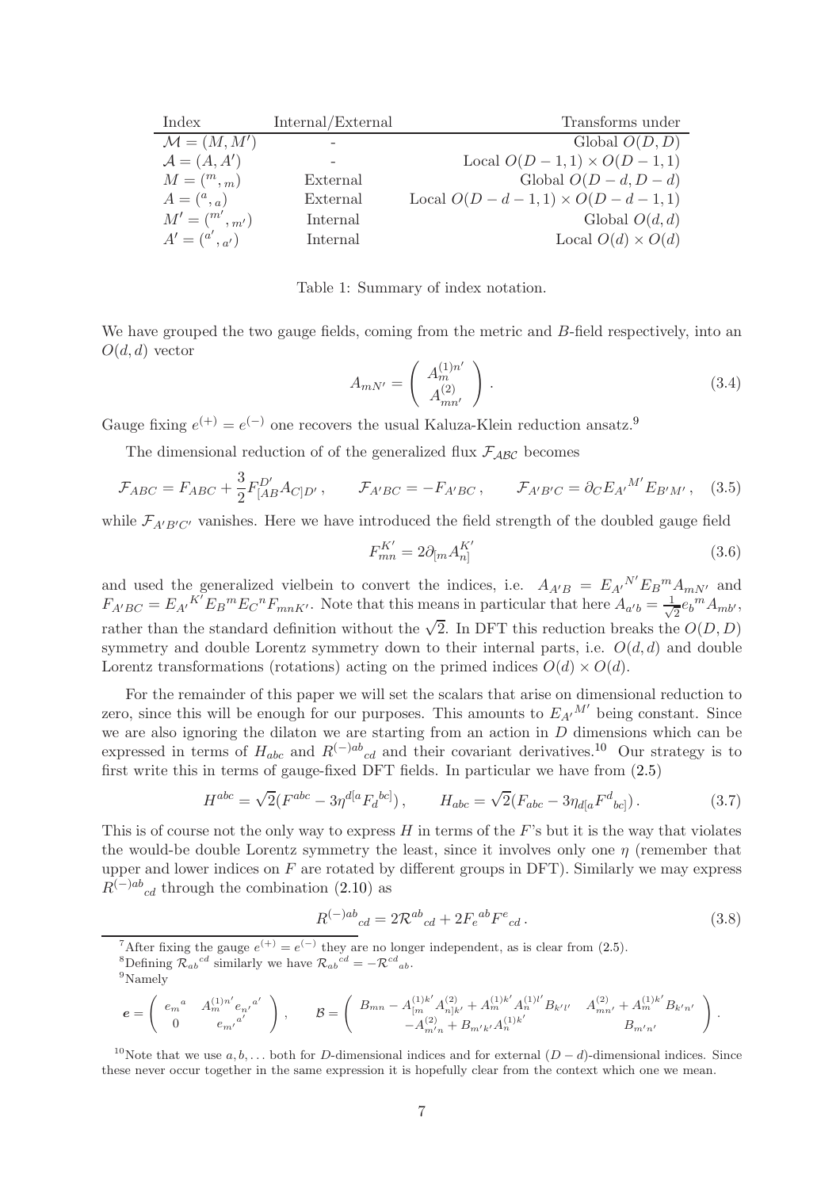| Index | Internal/External | Transforms under |
|---|---|---|
| $\mathcal{M} = (M, M')$ | - | Global $O(D,D)$ |
| $\mathcal{A} = (A, A')$ | - | Local $O(D-1,1) \times O(D-1,1)$ |
| $M = ({}^m, {}_m)$ | External | Global $O(D-d, D-d)$ |
| $A = ({}^a, {}_a)$ | External | Local $O(D-d-1,1) \times O(D-d-1,1)$ |
| $M' = ({}^{m'}, {}_{m'})$ | Internal | Global $O(d,d)$ |
| $A' = ({}^{a'}, {}_{a'})$ | Internal | Local $O(d) \times O(d)$ |

Table 1: Summary of index notation.

We have grouped the two gauge fields, coming from the metric and $B$-field respectively, into an $O(d,d)$ vector

$$A_{mN'} = \left( \begin{array}{c} A_m^{(1)n'} \\ A_{mn'}^{(2)} \end{array} \right) . \tag{3.4}$$

Gauge fixing $e^{(+)} = e^{(-)}$ one recovers the usual Kaluza-Klein reduction ansatz.[9]

The dimensional reduction of of the generalized flux $\mathcal{F}_{\mathcal{ABC}}$ becomes

$$\mathcal{F}_{ABC} = F_{ABC} + \frac{3}{2} F^{D'}_{[AB} A_{C]D'} , \qquad \mathcal{F}_{A'BC} = -F_{A'BC} , \qquad \mathcal{F}_{A'B'C} = \partial_C E_{A'}{}^{M'} E_{B'M'} , \tag{3.5}$$

while $\mathcal{F}_{A'B'C'}$ vanishes. Here we have introduced the field strength of the doubled gauge field

$$F^{K'}_{mn} = 2\partial_{[m} A^{K'}_{n]} \tag{3.6}$$

and used the generalized vielbein to convert the indices, i.e. $A_{A'B} = E_{A'}{}^{N'} E_B{}^m A_{mN'}$ and $F_{A'BC} = E_{A'}{}^{K'} E_B{}^m E_C{}^n F_{mnK'}$. Note that this means in particular that here $A_{a'b} = \frac{1}{\sqrt{2}} e_b{}^m A_{mb'}$, rather than the standard definition without the $\sqrt{2}$. In DFT this reduction breaks the $O(D,D)$ symmetry and double Lorentz symmetry down to their internal parts, i.e. $O(d,d)$ and double Lorentz transformations (rotations) acting on the primed indices $O(d) \times O(d)$.

For the remainder of this paper we will set the scalars that arise on dimensional reduction to zero, since this will be enough for our purposes. This amounts to $E_{A'}{}^{M'}$ being constant. Since we are also ignoring the dilaton we are starting from an action in $D$ dimensions which can be expressed in terms of $H_{abc}$ and $R^{(-)ab}{}_{cd}$ and their covariant derivatives.[10] Our strategy is to first write this in terms of gauge-fixed DFT fields. In particular we have from (2.5)

$$H^{abc} = \sqrt{2}(F^{abc} - 3\eta^{d[a} F_d{}^{bc]}) , \qquad H_{abc} = \sqrt{2}(F_{abc} - 3\eta_{d[a} F^d{}_{bc]}) . \tag{3.7}$$

This is of course not the only way to express $H$ in terms of the $F$'s but it is the way that violates the would-be double Lorentz symmetry the least, since it involves only one $\eta$ (remember that upper and lower indices on $F$ are rotated by different groups in DFT). Similarly we may express $R^{(-)ab}{}_{cd}$ through the combination (2.10) as

$$R^{(-)ab}{}_{cd} = 2\mathcal{R}^{ab}{}_{cd} + 2F_e{}^{ab} F^e{}_{cd} . \tag{3.8}$$

[7] After fixing the gauge $e^{(+)} = e^{(-)}$ they are no longer independent, as is clear from (2.5).

[8] Defining $\mathcal{R}_{ab}{}^{cd}$ similarly we have $\mathcal{R}_{ab}{}^{cd} = -\mathcal{R}^{cd}{}_{ab}$.

[9] Namely

$$\boldsymbol{e} = \left( \begin{array}{cc} e_m{}^a & A_m^{(1)n'} e_{n'}{}^{a'} \\ 0 & e_{m'}{}^{a'} \end{array} \right) , \qquad \mathcal{B} = \left( \begin{array}{cc} B_{mn} - A^{(1)k'}_{[m} A^{(2)}_{n]k'} + A^{(1)k'}_m A^{(1)l'}_n B_{k'l'} & A^{(2)}_{mn'} + A^{(1)k'}_m B_{k'n'} \\ -A^{(2)}_{m'n} + B_{m'k'} A^{(1)k'}_n & B_{m'n'} \end{array} \right) .$$

[10] Note that we use $a, b, \ldots$ both for $D$-dimensional indices and for external $(D-d)$-dimensional indices. Since these never occur together in the same expression it is hopefully clear from the context which one we mean.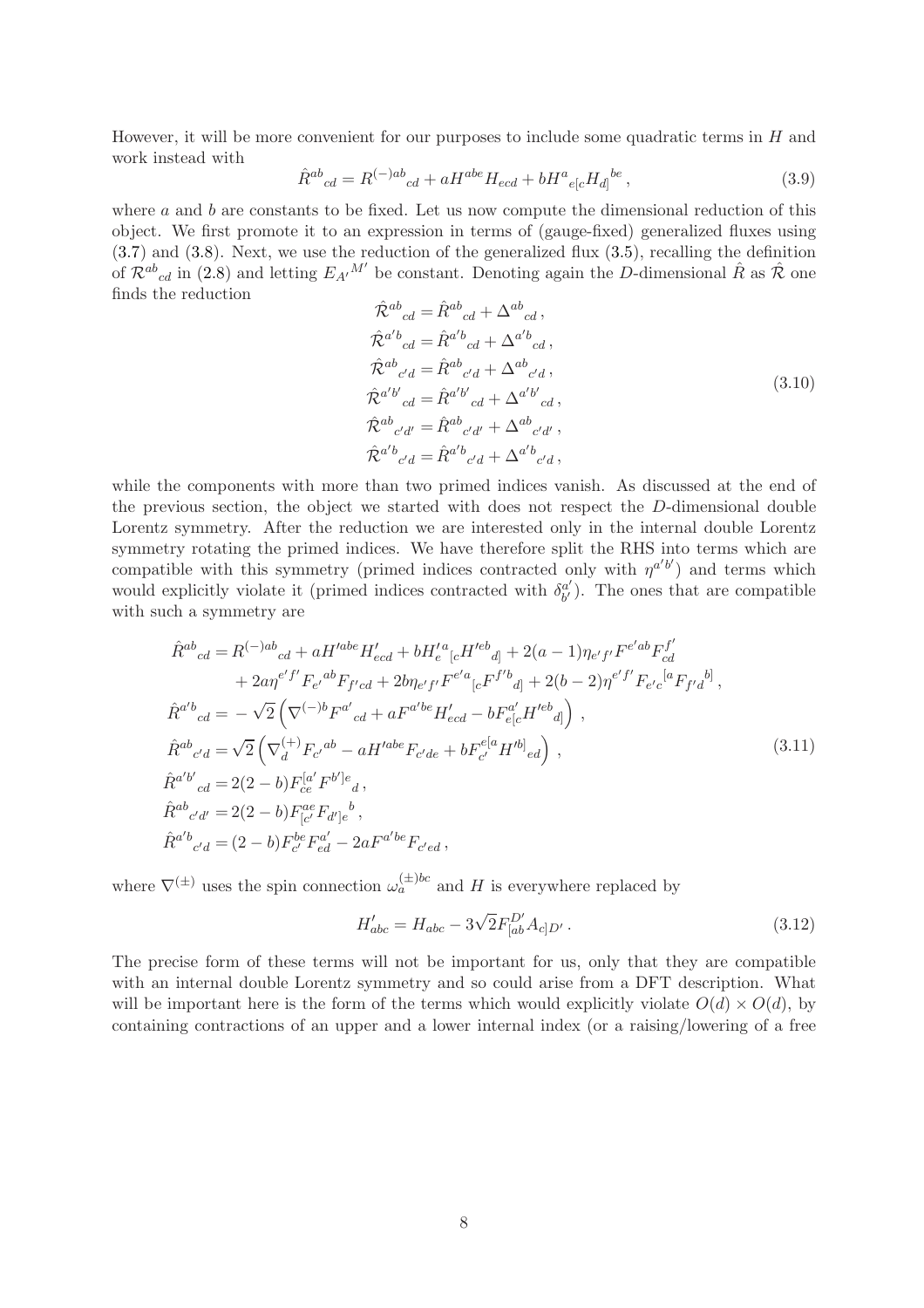However, it will be more convenient for our purposes to include some quadratic terms in $H$ and work instead with

$$
\hat{R}^{ab}{}_{cd} = R^{(-)ab}{}_{cd} + aH^{abe}H_{ecd} + bH^{a}{}_{e[c}H_{d]}{}^{be}\,, \tag{3.9}
$$

where $a$ and $b$ are constants to be fixed. Let us now compute the dimensional reduction of this object. We first promote it to an expression in terms of (gauge-fixed) generalized fluxes using (3.7) and (3.8). Next, we use the reduction of the generalized flux (3.5), recalling the definition of $\mathcal{R}^{ab}{}_{cd}$ in (2.8) and letting $E_{A'}{}^{M'}$ be constant. Denoting again the $D$-dimensional $\hat{R}$ as $\hat{\mathcal{R}}$ one finds the reduction

$$
\begin{aligned}
\hat{\mathcal{R}}^{ab}{}_{cd} &= \hat{R}^{ab}{}_{cd} + \Delta^{ab}{}_{cd}\,,\\
\hat{\mathcal{R}}^{a'b}{}_{cd} &= \hat{R}^{a'b}{}_{cd} + \Delta^{a'b}{}_{cd}\,,\\
\hat{\mathcal{R}}^{ab}{}_{c'd} &= \hat{R}^{ab}{}_{c'd} + \Delta^{ab}{}_{c'd}\,,\\
\hat{\mathcal{R}}^{a'b'}{}_{cd} &= \hat{R}^{a'b'}{}_{cd} + \Delta^{a'b'}{}_{cd}\,,\\
\hat{\mathcal{R}}^{ab}{}_{c'd'} &= \hat{R}^{ab}{}_{c'd'} + \Delta^{ab}{}_{c'd'}\,,\\
\hat{\mathcal{R}}^{a'b}{}_{c'd} &= \hat{R}^{a'b}{}_{c'd} + \Delta^{a'b}{}_{c'd}\,,
\end{aligned} \tag{3.10}
$$

while the components with more than two primed indices vanish. As discussed at the end of the previous section, the object we started with does not respect the $D$-dimensional double Lorentz symmetry. After the reduction we are interested only in the internal double Lorentz symmetry rotating the primed indices. We have therefore split the RHS into terms which are compatible with this symmetry (primed indices contracted only with $\eta^{a'b'}$) and terms which would explicitly violate it (primed indices contracted with $\delta^{a'}_{b'}$). The ones that are compatible with such a symmetry are

$$
\begin{aligned}
\hat{R}^{ab}{}_{cd} =\,& R^{(-)ab}{}_{cd} + aH'^{abe}H'_{ecd} + bH'_{e}{}^{a}{}_{[c}H'^{eb}{}_{d]} + 2(a-1)\eta_{e'f'}F^{e'ab}F^{f'}_{cd}\\
&+ 2a\eta^{e'f'}F_{e'}{}^{ab}F_{f'cd} + 2b\eta_{e'f'}F^{e'a}{}_{[c}F^{f'b}{}_{d]} + 2(b-2)\eta^{e'f'}F_{e'c}{}^{[a}F_{f'd}{}^{b]}\,,\\
\hat{R}^{a'b}{}_{cd} =& -\sqrt{2}\left(\nabla^{(-)b}F^{a'}{}_{cd} + aF^{a'be}H'_{ecd} - bF^{a'}_{e[c}H'^{eb}{}_{d]}\right)\,,\\
\hat{R}^{ab}{}_{c'd} =\,& \sqrt{2}\left(\nabla^{(+)}_{d}F_{c'}{}^{ab} - aH'^{abe}F_{c'de} + bF^{e[a}_{c'}H'^{b]}{}_{ed}\right)\,,\\
\hat{R}^{a'b'}{}_{cd} =\,& 2(2-b)F^{[a'}_{ce}F^{b']e}{}_{d}\,,\\
\hat{R}^{ab}{}_{c'd'} =\,& 2(2-b)F^{ae}_{[c'}F_{d']e}{}^{b}\,,\\
\hat{R}^{a'b}{}_{c'd} =\,& (2-b)F^{be}_{c'}F^{a'}_{ed} - 2aF^{a'be}F_{c'ed}\,,
\end{aligned} \tag{3.11}
$$

where $\nabla^{(\pm)}$ uses the spin connection $\omega_a^{(\pm)bc}$ and $H$ is everywhere replaced by

$$
H'_{abc} = H_{abc} - 3\sqrt{2}F^{D'}_{[ab}A_{c]D'}\,. \tag{3.12}
$$

The precise form of these terms will not be important for us, only that they are compatible with an internal double Lorentz symmetry and so could arise from a DFT description. What will be important here is the form of the terms which would explicitly violate $O(d)\times O(d)$, by containing contractions of an upper and a lower internal index (or a raising/lowering of a free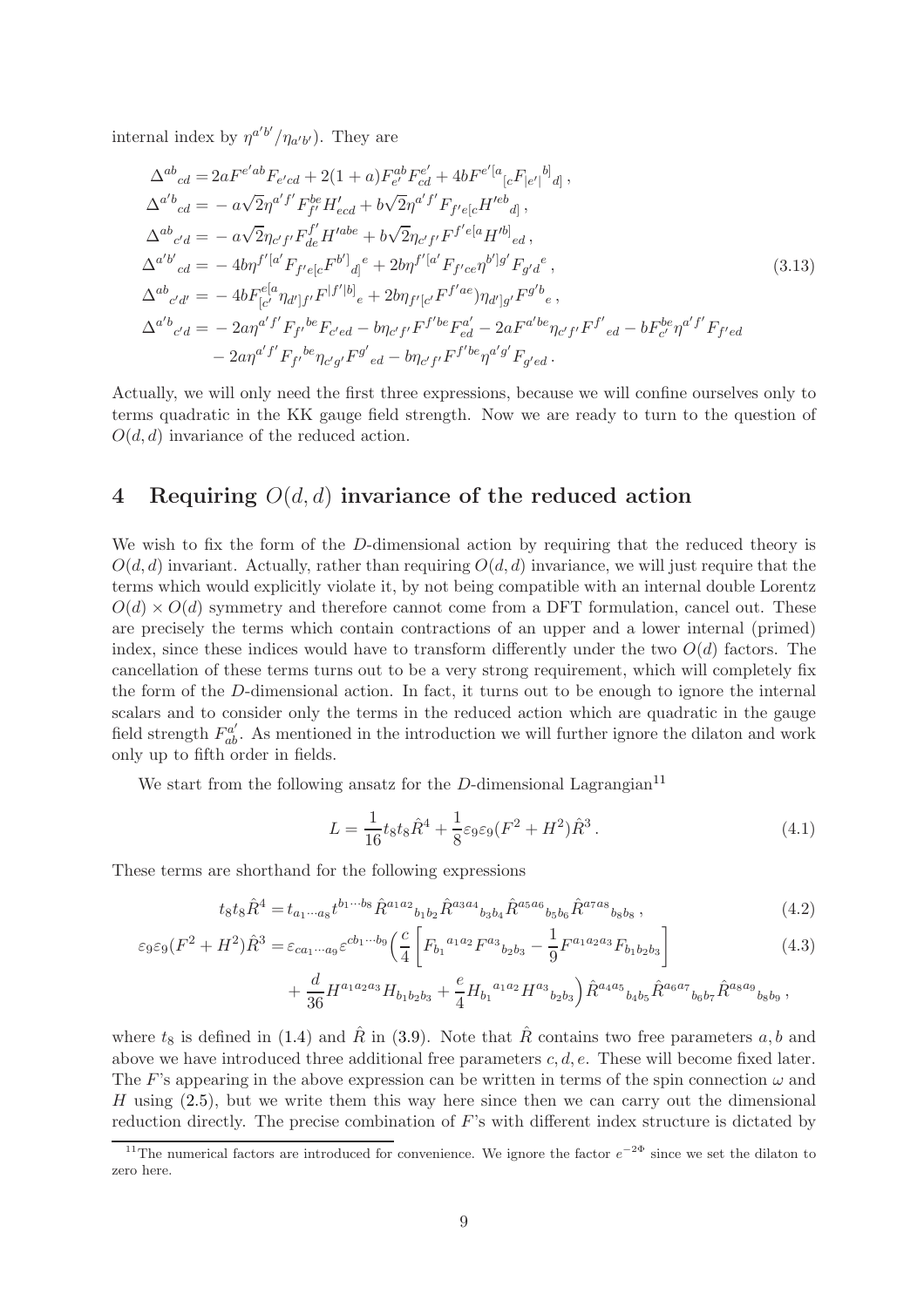internal index by $\eta^{a'b'}/\eta_{a'b'}$). They are

$$
\begin{aligned}
\Delta^{ab}{}_{cd} =& \, 2aF^{e'ab}F_{e'cd} + 2(1+a)F^{ab}_{e'}F^{e'}_{cd} + 4bF^{e'[a}{}_{[c}F_{|e'|}{}^{b]}{}_{d]}\,, \\
\Delta^{a'b}{}_{cd} =& -a\sqrt{2}\eta^{a'f'}F^{be}_{f'}H'_{ecd} + b\sqrt{2}\eta^{a'f'}F_{f'e[c}H'^{eb}{}_{d]}\,, \\
\Delta^{ab}{}_{c'd} =& -a\sqrt{2}\eta_{c'f'}F^{f'}_{de}H'^{abe} + b\sqrt{2}\eta_{c'f'}F^{f'e[a}H'^{b]}{}_{ed}\,, \\
\Delta^{a'b'}{}_{cd} =& -4b\eta^{f'[a'}F_{f'e[c}F^{b']}{}_{d]}{}^{e} + 2b\eta^{f'[a'}F_{f'ce}\eta^{b']g'}F_{g'd}{}^{e}\,, \\
\Delta^{ab}{}_{c'd'} =& -4bF^{e[a}_{[c'}\eta_{d']f'}F^{|f'|b]}{}_{e} + 2b\eta_{f'[c'}F^{f'ae}\eta_{d']g'}F^{g'b}{}_{e}\,, \\
\Delta^{a'b}{}_{c'd} =& -2a\eta^{a'f'}F_{f'}{}^{be}F_{c'ed} - b\eta_{c'f'}F^{f'be}F^{a'}_{ed} - 2aF^{a'be}\eta_{c'f'}F^{f'}{}_{ed} - bF^{be}_{c'}\eta^{a'f'}F_{f'ed} \\
& - 2a\eta^{a'f'}F_{f'}{}^{be}\eta_{c'g'}F^{g'}{}_{ed} - b\eta_{c'f'}F^{f'be}\eta^{a'g'}F_{g'ed}\,.
\end{aligned}
\tag{3.13}
$$

Actually, we will only need the first three expressions, because we will confine ourselves only to terms quadratic in the KK gauge field strength. Now we are ready to turn to the question of $O(d,d)$ invariance of the reduced action.

# 4 Requiring $O(d,d)$ invariance of the reduced action

We wish to fix the form of the $D$-dimensional action by requiring that the reduced theory is $O(d,d)$ invariant. Actually, rather than requiring $O(d,d)$ invariance, we will just require that the terms which would explicitly violate it, by not being compatible with an internal double Lorentz $O(d)\times O(d)$ symmetry and therefore cannot come from a DFT formulation, cancel out. These are precisely the terms which contain contractions of an upper and a lower internal (primed) index, since these indices would have to transform differently under the two $O(d)$ factors. The cancellation of these terms turns out to be a very strong requirement, which will completely fix the form of the $D$-dimensional action. In fact, it turns out to be enough to ignore the internal scalars and to consider only the terms in the reduced action which are quadratic in the gauge field strength $F^{a'}_{ab}$. As mentioned in the introduction we will further ignore the dilaton and work only up to fifth order in fields.

We start from the following ansatz for the $D$-dimensional Lagrangian[11]

$$
L = \frac{1}{16}t_8t_8\hat{R}^4 + \frac{1}{8}\varepsilon_9\varepsilon_9(F^2+H^2)\hat{R}^3\,. \tag{4.1}
$$

These terms are shorthand for the following expressions

$$
t_8t_8\hat{R}^4 = t_{a_1\cdots a_8}t^{b_1\cdots b_8}\hat{R}^{a_1a_2}{}_{b_1b_2}\hat{R}^{a_3a_4}{}_{b_3b_4}\hat{R}^{a_5a_6}{}_{b_5b_6}\hat{R}^{a_7a_8}{}_{b_8b_8}\,, \tag{4.2}
$$

$$
\begin{aligned}
\varepsilon_9\varepsilon_9(F^2+H^2)\hat{R}^3 =& \, \varepsilon_{ca_1\cdots a_9}\varepsilon^{cb_1\cdots b_9}\Big(\frac{c}{4}\left[F_{b_1}{}^{a_1a_2}F^{a_3}{}_{b_2b_3} - \frac{1}{9}F^{a_1a_2a_3}F_{b_1b_2b_3}\right] \\
& + \frac{d}{36}H^{a_1a_2a_3}H_{b_1b_2b_3} + \frac{e}{4}H_{b_1}{}^{a_1a_2}H^{a_3}{}_{b_2b_3}\Big)\hat{R}^{a_4a_5}{}_{b_4b_5}\hat{R}^{a_6a_7}{}_{b_6b_7}\hat{R}^{a_8a_9}{}_{b_8b_9}\,,
\end{aligned}
\tag{4.3}
$$

where $t_8$ is defined in (1.4) and $\hat{R}$ in (3.9). Note that $\hat{R}$ contains two free parameters $a,b$ and above we have introduced three additional free parameters $c,d,e$. These will become fixed later. The $F$'s appearing in the above expression can be written in terms of the spin connection $\omega$ and $H$ using (2.5), but we write them this way here since then we can carry out the dimensional reduction directly. The precise combination of $F$'s with different index structure is dictated by

[11] The numerical factors are introduced for convenience. We ignore the factor $e^{-2\Phi}$ since we set the dilaton to zero here.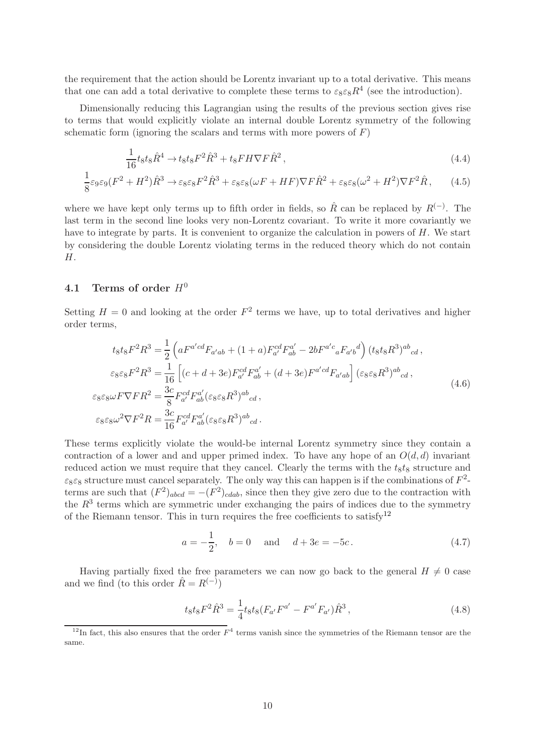the requirement that the action should be Lorentz invariant up to a total derivative. This means that one can add a total derivative to complete these terms to $\varepsilon_8\varepsilon_8 R^4$ (see the introduction).

Dimensionally reducing this Lagrangian using the results of the previous section gives rise to terms that would explicitly violate an internal double Lorentz symmetry of the following schematic form (ignoring the scalars and terms with more powers of $F$)

$$\frac{1}{16}t_8t_8\hat{R}^4 \to t_8t_8F^2\hat{R}^3 + t_8FH\nabla F\hat{R}^2\,, \tag{4.4}$$

$$\frac{1}{8}\varepsilon_9\varepsilon_9(F^2+H^2)\hat{R}^3 \to \varepsilon_8\varepsilon_8F^2\hat{R}^3 + \varepsilon_8\varepsilon_8(\omega F + HF)\nabla F\hat{R}^2 + \varepsilon_8\varepsilon_8(\omega^2+H^2)\nabla F^2\hat{R}\,, \tag{4.5}$$

where we have kept only terms up to fifth order in fields, so $\hat{R}$ can be replaced by $R^{(-)}$. The last term in the second line looks very non-Lorentz covariant. To write it more covariantly we have to integrate by parts. It is convenient to organize the calculation in powers of $H$. We start by considering the double Lorentz violating terms in the reduced theory which do not contain $H$.

## 4.1 Terms of order $H^0$

Setting $H=0$ and looking at the order $F^2$ terms we have, up to total derivatives and higher order terms,

$$\begin{aligned}
t_8t_8F^2R^3 &= \frac{1}{2}\left(aF^{a'cd}F_{a'ab} + (1+a)F^{cd}_{a'}F^{a'}_{ab} - 2bF^{a'c}{}_aF_{a'b}{}^d\right)(t_8t_8R^3)^{ab}{}_{cd}\,,\\
\varepsilon_8\varepsilon_8F^2R^3 &= \frac{1}{16}\left[(c+d+3e)F^{cd}_{a'}F^{a'}_{ab} + (d+3e)F^{a'cd}F_{a'ab}\right](\varepsilon_8\varepsilon_8R^3)^{ab}{}_{cd}\,,\\
\varepsilon_8\varepsilon_8\omega F\nabla FR^2 &= \frac{3c}{8}F^{cd}_{a'}F^{a'}_{ab}(\varepsilon_8\varepsilon_8R^3)^{ab}{}_{cd}\,,\\
\varepsilon_8\varepsilon_8\omega^2\nabla F^2R &= \frac{3c}{16}F^{cd}_{a'}F^{a'}_{ab}(\varepsilon_8\varepsilon_8R^3)^{ab}{}_{cd}\,.
\end{aligned} \tag{4.6}$$

These terms explicitly violate the would-be internal Lorentz symmetry since they contain a contraction of a lower and and upper primed index. To have any hope of an $O(d,d)$ invariant reduced action we must require that they cancel. Clearly the terms with the $t_8t_8$ structure and $\varepsilon_8\varepsilon_8$ structure must cancel separately. The only way this can happen is if the combinations of $F^2$-terms are such that $(F^2)_{abcd} = -(F^2)_{cdab}$, since then they give zero due to the contraction with the $R^3$ terms which are symmetric under exchanging the pairs of indices due to the symmetry of the Riemann tensor. This in turn requires the free coefficients to satisfy[12]

$$a = -\frac{1}{2}\,,\quad b=0 \quad \text{and} \quad d+3e = -5c\,. \tag{4.7}$$

Having partially fixed the free parameters we can now go back to the general $H\neq 0$ case and we find (to this order $\hat{R}=R^{(-)}$)

$$t_8t_8F^2\hat{R}^3 = \frac{1}{4}t_8t_8(F_{a'}F^{a'} - F^{a'}F_{a'})\hat{R}^3\,, \tag{4.8}$$

[12] In fact, this also ensures that the order $F^4$ terms vanish since the symmetries of the Riemann tensor are the same.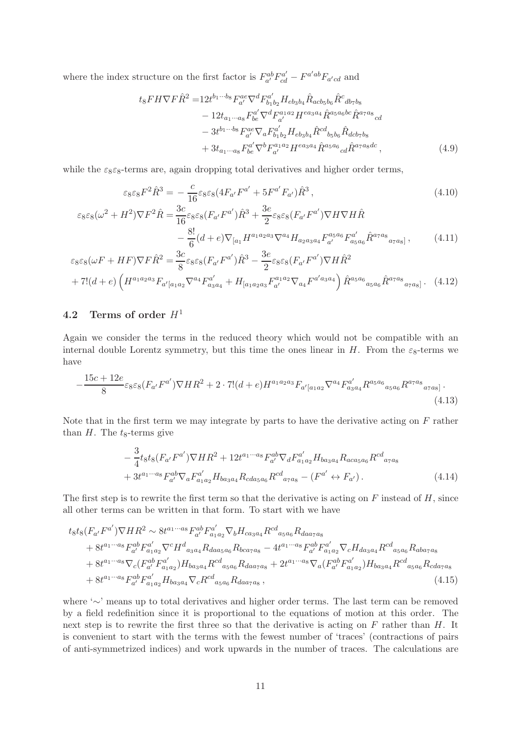where the index structure on the first factor is $F^{ab}_{a'}F^{a'}_{cd} - F^{a'ab}F_{a'cd}$ and

$$
\begin{aligned}
t_8FH\nabla F\hat{R}^2 =& 12t^{b_1\cdots b_8}F^{ae}_{a'}\nabla^d F^{a'}_{b_1b_2}H_{eb_3b_4}\hat{R}_{acb_5b_6}\hat{R}^c{}_{db_7b_8} \\
&- 12t_{a_1\cdots a_8}F^{a'}_{be}\nabla^d F^{a_1a_2}_{a'}H^{ea_3a_4}\hat{R}^{a_5a_6bc}\hat{R}^{a_7a_8}{}_{cd} \\
&- 3t^{b_1\cdots b_8}F^{ae}_{a'}\nabla_a F^{a'}_{b_1b_2}H_{eb_3b_4}\hat{R}^{cd}{}_{b_5b_6}\hat{R}_{dcb_7b_8} \\
&+ 3t_{a_1\cdots a_8}F^{a'}_{be}\nabla^b F^{a_1a_2}_{a'}H^{ea_3a_4}\hat{R}^{a_5a_6}{}_{cd}\hat{R}^{a_7a_8dc}\,,
\end{aligned} \tag{4.9}
$$

while the $\varepsilon_8\varepsilon_8$-terms are, again dropping total derivatives and higher order terms,

$$
\varepsilon_8\varepsilon_8F^2\hat{R}^3 = -\frac{c}{16}\varepsilon_8\varepsilon_8(4F_{a'}F^{a'} + 5F^{a'}F_{a'})\hat{R}^3\,, \tag{4.10}
$$

$$
\begin{aligned}
\varepsilon_8\varepsilon_8(\omega^2 + H^2)\nabla F^2\hat{R} =& \frac{3c}{16}\varepsilon_8\varepsilon_8(F_{a'}F^{a'})\hat{R}^3 + \frac{3e}{2}\varepsilon_8\varepsilon_8(F_{a'}F^{a'})\nabla H\nabla H\hat{R} \\
&- \frac{8!}{6}(d+e)\nabla_{[a_1}H^{a_1a_2a_3}\nabla^{a_4}H_{a_2a_3a_4}F^{a_5a_6}_{a'}F^{a'}_{a_5a_6}\hat{R}^{a_7a_8}{}_{a_7a_8]}\,,
\end{aligned} \tag{4.11}
$$

$$
\begin{aligned}
\varepsilon_8\varepsilon_8(\omega F + HF)\nabla F\hat{R}^2 =& \frac{3c}{8}\varepsilon_8\varepsilon_8(F_{a'}F^{a'})\hat{R}^3 - \frac{3e}{2}\varepsilon_8\varepsilon_8(F_{a'}F^{a'})\nabla H\hat{R}^2 \\
&+ 7!(d+e)\left(H^{a_1a_2a_3}F_{a'[a_1a_2}\nabla^{a_4}F^{a'}_{a_3a_4} + H_{[a_1a_2a_3}F^{a_1a_2}_{a'}\nabla_{a_4}F^{a'a_3a_4}\right)\hat{R}^{a_5a_6}{}_{a_5a_6}\hat{R}^{a_7a_8}{}_{a_7a_8]}\,.
\end{aligned} \tag{4.12}
$$

## 4.2 Terms of order $H^1$

Again we consider the terms in the reduced theory which would not be compatible with an internal double Lorentz symmetry, but this time the ones linear in $H$. From the $\varepsilon_8$-terms we have

$$
-\frac{15c+12e}{8}\varepsilon_8\varepsilon_8(F_{a'}F^{a'})\nabla HR^2 + 2\cdot 7!(d+e)H^{a_1a_2a_3}F_{a'[a_1a_2}\nabla^{a_4}F^{a'}_{a_3a_4}R^{a_5a_6}{}_{a_5a_6}R^{a_7a_8}{}_{a_7a_8]}\,. \tag{4.13}
$$

Note that in the first term we may integrate by parts to have the derivative acting on $F$ rather than $H$. The $t_8$-terms give

$$
\begin{aligned}
&-\frac{3}{4}t_8t_8(F_{a'}F^{a'})\nabla HR^2 + 12t^{a_1\cdots a_8}F^{ab}_{a'}\nabla_d F^{a'}_{a_1a_2}H_{ba_3a_4}R_{aca_5a_6}R^{cd}{}_{a_7a_8} \\
&+ 3t^{a_1\cdots a_8}F^{ab}_{a'}\nabla_a F^{a'}_{a_1a_2}H_{ba_3a_4}R_{cda_5a_6}R^{cd}{}_{a_7a_8} - (F^{a'} \leftrightarrow F_{a'})\,.
\end{aligned} \tag{4.14}
$$

The first step is to rewrite the first term so that the derivative is acting on $F$ instead of $H$, since all other terms can be written in that form. To start with we have

$$
\begin{aligned}
t_8t_8(F_{a'}F^{a'})\nabla HR^2 \sim& \; 8t^{a_1\cdots a_8}F^{ab}_{a'}F^{a'}_{a_1a_2}\nabla_b H_{ca_3a_4}R^{cd}{}_{a_5a_6}R_{daa_7a_8} \\
&+ 8t^{a_1\cdots a_8}F^{ab}_{a'}F^{a'}_{a_1a_2}\nabla^c H^d{}_{a_3a_4}R_{daa_5a_6}R_{bca_7a_8} - 4t^{a_1\cdots a_8}F^{ab}_{a'}F^{a'}_{a_1a_2}\nabla_c H_{da_3a_4}R^{cd}{}_{a_5a_6}R_{aba_7a_8} \\
&+ 8t^{a_1\cdots a_8}\nabla_c(F^{ab}_{a'}F^{a'}_{a_1a_2})H_{ba_3a_4}R^{cd}{}_{a_5a_6}R_{daa_7a_8} + 2t^{a_1\cdots a_8}\nabla_a(F^{ab}_{a'}F^{a'}_{a_1a_2})H_{ba_3a_4}R^{cd}{}_{a_5a_6}R_{cda_7a_8} \\
&+ 8t^{a_1\cdots a_8}F^{ab}_{a'}F^{a'}_{a_1a_2}H_{ba_3a_4}\nabla_c R^{cd}{}_{a_5a_6}R_{daa_7a_8}\,,
\end{aligned} \tag{4.15}
$$

where '$\sim$' means up to total derivatives and higher order terms. The last term can be removed by a field redefinition since it is proportional to the equations of motion at this order. The next step is to rewrite the first three so that the derivative is acting on $F$ rather than $H$. It is convenient to start with the terms with the fewest number of 'traces' (contractions of pairs of anti-symmetrized indices) and work upwards in the number of traces. The calculations are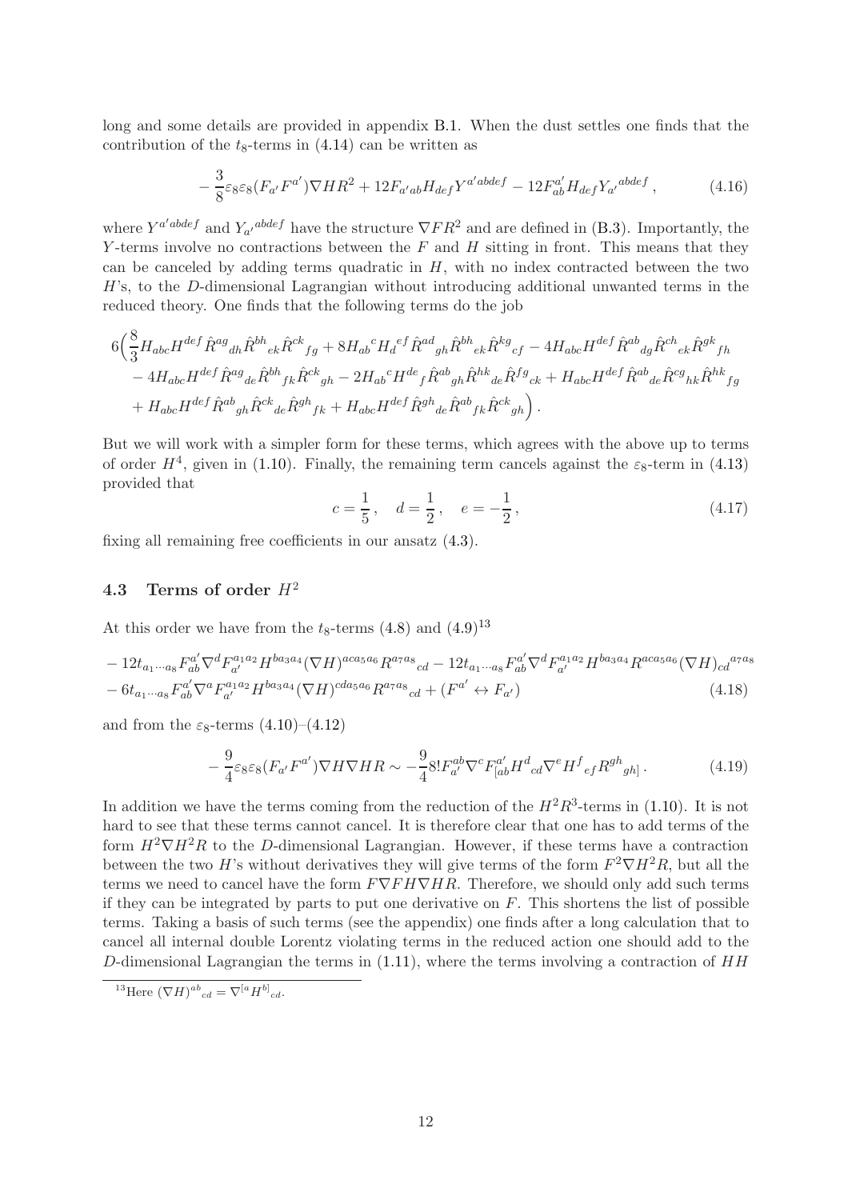long and some details are provided in appendix B.1. When the dust settles one finds that the contribution of the $t_8$-terms in (4.14) can be written as

$$
-\frac{3}{8}\varepsilon_8\varepsilon_8(F_{a'}F^{a'})\nabla HR^2 + 12F_{a'ab}H_{def}Y^{a'abdef} - 12F^{a'}_{ab}H_{def}Y_{a'}{}^{abdef}\,, \tag{4.16}
$$

where $Y^{a'abdef}$ and $Y_{a'}{}^{abdef}$ have the structure $\nabla FR^2$ and are defined in (B.3). Importantly, the $Y$-terms involve no contractions between the $F$ and $H$ sitting in front. This means that they can be canceled by adding terms quadratic in $H$, with no index contracted between the two $H$'s, to the $D$-dimensional Lagrangian without introducing additional unwanted terms in the reduced theory. One finds that the following terms do the job

$$
\begin{aligned}
6\Big(&\frac{8}{3}H_{abc}H^{def}\hat{R}^{ag}{}_{dh}\hat{R}^{bh}{}_{ek}\hat{R}^{ck}{}_{fg} + 8H_{ab}{}^{c}H_{d}{}^{ef}\hat{R}^{ad}{}_{gh}\hat{R}^{bh}{}_{ek}\hat{R}^{kg}{}_{cf} - 4H_{abc}H^{def}\hat{R}^{ab}{}_{dg}\hat{R}^{ch}{}_{ek}\hat{R}^{gk}{}_{fh}\\
&- 4H_{abc}H^{def}\hat{R}^{ag}{}_{de}\hat{R}^{bh}{}_{fk}\hat{R}^{ck}{}_{gh} - 2H_{ab}{}^{c}H^{de}{}_{f}\hat{R}^{ab}{}_{gh}\hat{R}^{hk}{}_{de}\hat{R}^{fg}{}_{ck} + H_{abc}H^{def}\hat{R}^{ab}{}_{de}\hat{R}^{cg}{}_{hk}\hat{R}^{hk}{}_{fg}\\
&+ H_{abc}H^{def}\hat{R}^{ab}{}_{gh}\hat{R}^{ck}{}_{de}\hat{R}^{gh}{}_{fk} + H_{abc}H^{def}\hat{R}^{gh}{}_{de}\hat{R}^{ab}{}_{fk}\hat{R}^{ck}{}_{gh}\Big)\,.
\end{aligned}
$$

But we will work with a simpler form for these terms, which agrees with the above up to terms of order $H^4$, given in (1.10). Finally, the remaining term cancels against the $\varepsilon_8$-term in (4.13) provided that

$$
c = \frac{1}{5}\,, \quad d = \frac{1}{2}\,, \quad e = -\frac{1}{2}\,, \tag{4.17}
$$

fixing all remaining free coefficients in our ansatz (4.3).

### 4.3 Terms of order $H^2$

At this order we have from the $t_8$-terms (4.8) and (4.9)[13]

$$
\begin{aligned}
&-12t_{a_1\cdots a_8}F^{a'}_{ab}\nabla^d F^{a_1a_2}_{a'}H^{ba_3a_4}(\nabla H)^{aca_5a_6}R^{a_7a_8}{}_{cd} - 12t_{a_1\cdots a_8}F^{a'}_{ab}\nabla^d F^{a_1a_2}_{a'}H^{ba_3a_4}R^{aca_5a_6}(\nabla H)_{cd}{}^{a_7a_8}\\
&-6t_{a_1\cdots a_8}F^{a'}_{ab}\nabla^a F^{a_1a_2}_{a'}H^{ba_3a_4}(\nabla H)^{cda_5a_6}R^{a_7a_8}{}_{cd} + (F^{a'} \leftrightarrow F_{a'})
\end{aligned} \tag{4.18}
$$

and from the $\varepsilon_8$-terms (4.10)–(4.12)

$$
-\frac{9}{4}\varepsilon_8\varepsilon_8(F_{a'}F^{a'})\nabla H\nabla HR \sim -\frac{9}{4}8!F^{ab}_{a'}\nabla^c F^{a'}_{[ab}H^{d}{}_{cd}\nabla^e H^{f}{}_{ef}R^{gh}{}_{gh]}\,. \tag{4.19}
$$

In addition we have the terms coming from the reduction of the $H^2R^3$-terms in (1.10). It is not hard to see that these terms cannot cancel. It is therefore clear that one has to add terms of the form $H^2\nabla H^2R$ to the $D$-dimensional Lagrangian. However, if these terms have a contraction between the two $H$'s without derivatives they will give terms of the form $F^2\nabla H^2R$, but all the terms we need to cancel have the form $F\nabla FH\nabla HR$. Therefore, we should only add such terms if they can be integrated by parts to put one derivative on $F$. This shortens the list of possible terms. Taking a basis of such terms (see the appendix) one finds after a long calculation that to cancel all internal double Lorentz violating terms in the reduced action one should add to the $D$-dimensional Lagrangian the terms in (1.11), where the terms involving a contraction of $HH$

[13] Here $(\nabla H)^{ab}{}_{cd} = \nabla^{[a}H^{b]}{}_{cd}$.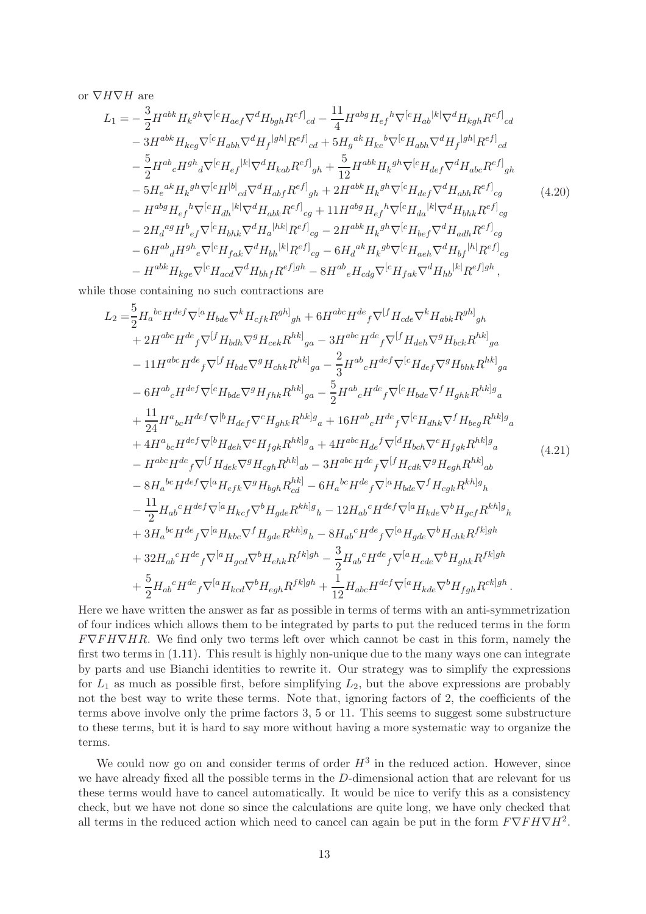or $\nabla H \nabla H$ are

$$
\begin{aligned}
L_1 = &-\frac{3}{2} H^{abk} H_k{}^{gh} \nabla^{[c} H_{aef} \nabla^d H_{bgh} R^{ef]}{}_{cd} - \frac{11}{4} H^{abg} H_{ef}{}^h \nabla^{[c} H_{ab}{}^{|k|} \nabla^d H_{kgh} R^{ef]}{}_{cd} \\
&- 3 H^{abk} H_{keg} \nabla^{[c} H_{abh} \nabla^d H_f{}^{|gh|} R^{ef]}{}_{cd} + 5 H_g{}^{ak} H_{ke}{}^b \nabla^{[c} H_{abh} \nabla^d H_f{}^{|gh|} R^{ef]}{}_{cd} \\
&- \frac{5}{2} H^{ab}{}_c H^{gh}{}_d \nabla^{[c} H_{ef}{}^{|k|} \nabla^d H_{kab} R^{ef]}{}_{gh} + \frac{5}{12} H^{abk} H_k{}^{gh} \nabla^{[c} H_{def} \nabla^d H_{abc} R^{ef]}{}_{gh} \\
&- 5 H_e{}^{ak} H_k{}^{gh} \nabla^{[c} H^{|b|}{}_{cd} \nabla^d H_{abf} R^{ef]}{}_{gh} + 2 H^{abk} H_k{}^{gh} \nabla^{[c} H_{def} \nabla^d H_{abh} R^{ef]}{}_{cg} \\
&- H^{abg} H_{ef}{}^h \nabla^{[c} H_{dh}{}^{|k|} \nabla^d H_{abk} R^{ef]}{}_{cg} + 11 H^{abg} H_{ef}{}^h \nabla^{[c} H_{da}{}^{|k|} \nabla^d H_{bhk} R^{ef]}{}_{cg} \\
&- 2 H_d{}^{ag} H^b{}_{ef} \nabla^{[c} H_{bhk} \nabla^d H_a{}^{|hk|} R^{ef]}{}_{cg} - 2 H^{abk} H_k{}^{gh} \nabla^{[c} H_{bef} \nabla^d H_{adh} R^{ef]}{}_{cg} \\
&- 6 H^{ab}{}_d H^{gh}{}_e \nabla^{[c} H_{fak} \nabla^d H_{bh}{}^{|k|} R^{ef]}{}_{cg} - 6 H_d{}^{ak} H_k{}^{gb} \nabla^{[c} H_{aeh} \nabla^d H_{bf}{}^{|h|} R^{ef]}{}_{cg} \\
&- H^{abk} H_{kge} \nabla^{[c} H_{acd} \nabla^d H_{bhf} R^{ef]gh} - 8 H^{ab}{}_e H_{cdg} \nabla^{[c} H_{fak} \nabla^d H_{hb}{}^{|k|} R^{ef]gh} ,
\end{aligned}
\tag{4.20}
$$

while those containing no such contractions are

$$
\begin{aligned}
L_2 = &\frac{5}{2} H_a{}^{bc} H^{def} \nabla^{[a} H_{bde} \nabla^k H_{cfk} R^{gh]}{}_{gh} + 6 H^{abc} H^{de}{}_f \nabla^{[f} H_{cde} \nabla^k H_{abk} R^{gh]}{}_{gh} \\
&+ 2 H^{abc} H^{de}{}_f \nabla^{[f} H_{bdh} \nabla^g H_{cek} R^{hk]}{}_{ga} - 3 H^{abc} H^{de}{}_f \nabla^{[f} H_{deh} \nabla^g H_{bck} R^{hk]}{}_{ga} \\
&- 11 H^{abc} H^{de}{}_f \nabla^{[f} H_{bde} \nabla^g H_{chk} R^{hk]}{}_{ga} - \frac{2}{3} H^{ab}{}_c H^{def} \nabla^{[c} H_{def} \nabla^g H_{bhk} R^{hk]}{}_{ga} \\
&- 6 H^{ab}{}_c H^{def} \nabla^{[c} H_{bde} \nabla^g H_{fhk} R^{hk]}{}_{ga} - \frac{5}{2} H^{ab}{}_c H^{de}{}_f \nabla^{[c} H_{bde} \nabla^f H_{ghk} R^{hk]g}{}_a \\
&+ \frac{11}{24} H^a{}_{bc} H^{def} \nabla^{[b} H_{def} \nabla^c H_{ghk} R^{hk]g}{}_a + 16 H^{ab}{}_c H^{de}{}_f \nabla^{[c} H_{dhk} \nabla^f H_{beg} R^{hk]g}{}_a \\
&+ 4 H^a{}_{bc} H^{def} \nabla^{[b} H_{deh} \nabla^c H_{fgk} R^{hk]g}{}_a + 4 H^{abc} H_{de}{}^f \nabla^{[d} H_{bch} \nabla^e H_{fgk} R^{hk]g}{}_a \\
&- H^{abc} H^{de}{}_f \nabla^{[f} H_{dek} \nabla^g H_{cgh} R^{hk]}{}_{ab} - 3 H^{abc} H^{de}{}_f \nabla^{[f} H_{cdk} \nabla^g H_{egh} R^{hk]}{}_{ab} \\
&- 8 H_a{}^{bc} H^{def} \nabla^{[a} H_{efk} \nabla^g H_{bgh} R^{hk]}_{cd} - 6 H_a{}^{bc} H^{de}{}_f \nabla^{[a} H_{bde} \nabla^f H_{cgk} R^{kh]g}{}_h \\
&- \frac{11}{2} H_{ab}{}^c H^{def} \nabla^{[a} H_{kcf} \nabla^b H_{gde} R^{kh]g}{}_h - 12 H_{ab}{}^c H^{def} \nabla^{[a} H_{kde} \nabla^b H_{gcf} R^{kh]g}{}_h \\
&+ 3 H_a{}^{bc} H^{de}{}_f \nabla^{[a} H_{kbc} \nabla^f H_{gde} R^{kh]g}{}_h - 8 H_{ab}{}^c H^{de}{}_f \nabla^{[a} H_{gde} \nabla^b H_{chk} R^{fk]gh} \\
&+ 32 H_{ab}{}^c H^{de}{}_f \nabla^{[a} H_{gcd} \nabla^b H_{ehk} R^{fk]gh} - \frac{3}{2} H_{ab}{}^c H^{de}{}_f \nabla^{[a} H_{cde} \nabla^b H_{ghk} R^{fk]gh} \\
&+ \frac{5}{2} H_{ab}{}^c H^{de}{}_f \nabla^{[a} H_{kcd} \nabla^b H_{egh} R^{fk]gh} + \frac{1}{12} H_{abc} H^{def} \nabla^{[a} H_{kde} \nabla^b H_{fgh} R^{ck]gh} .
\end{aligned}
\tag{4.21}
$$

Here we have written the answer as far as possible in terms of terms with an anti-symmetrization of four indices which allows them to be integrated by parts to put the reduced terms in the form $F\nabla FH\nabla HR$. We find only two terms left over which cannot be cast in this form, namely the first two terms in (1.11). This result is highly non-unique due to the many ways one can integrate by parts and use Bianchi identities to rewrite it. Our strategy was to simplify the expressions for $L_1$ as much as possible first, before simplifying $L_2$, but the above expressions are probably not the best way to write these terms. Note that, ignoring factors of 2, the coefficients of the terms above involve only the prime factors 3, 5 or 11. This seems to suggest some substructure to these terms, but it is hard to say more without having a more systematic way to organize the terms.

We could now go on and consider terms of order $H^3$ in the reduced action. However, since we have already fixed all the possible terms in the $D$-dimensional action that are relevant for us these terms would have to cancel automatically. It would be nice to verify this as a consistency check, but we have not done so since the calculations are quite long, we have only checked that all terms in the reduced action which need to cancel can again be put in the form $F\nabla FH\nabla H^2$.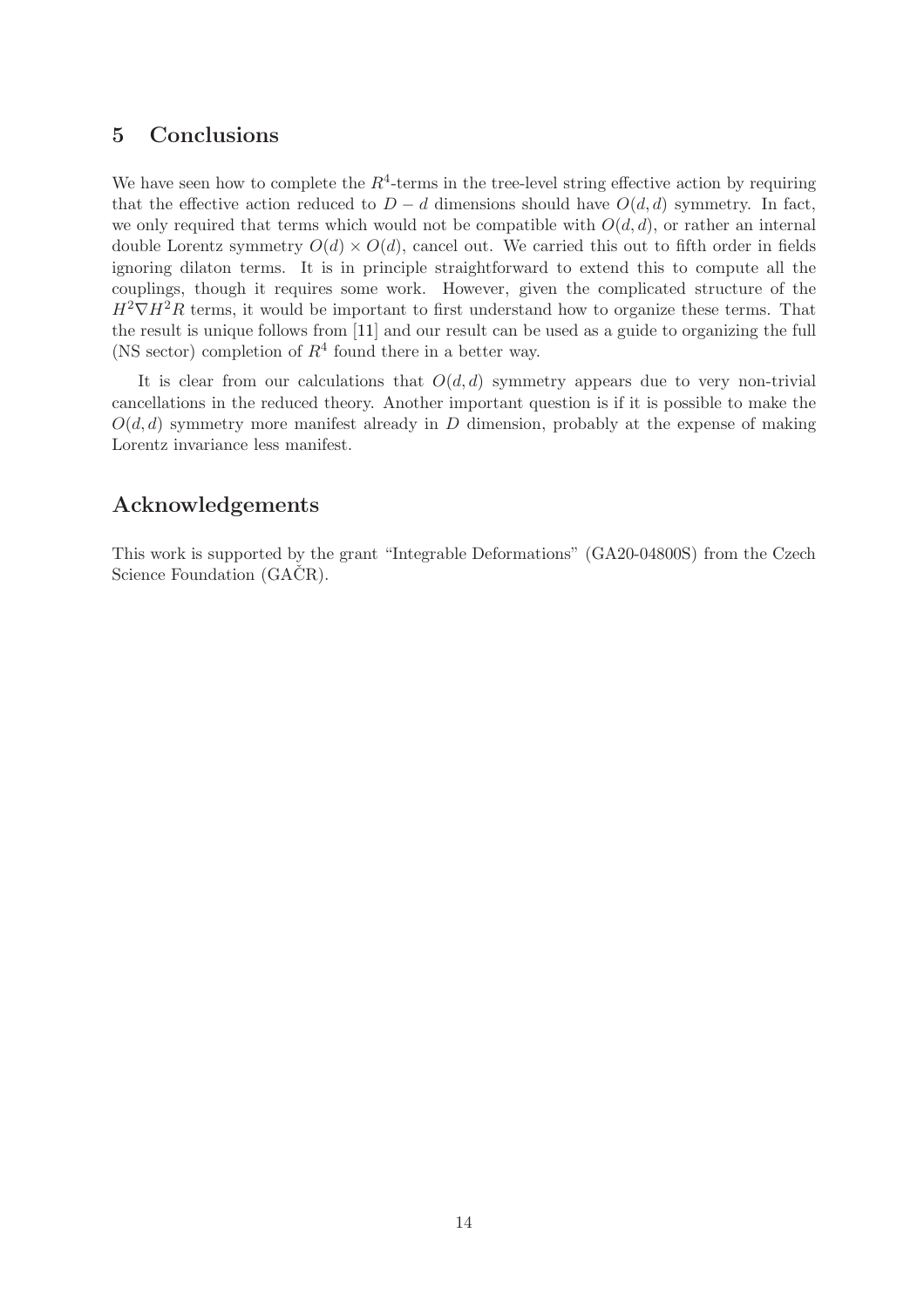## 5 Conclusions

We have seen how to complete the $R^4$-terms in the tree-level string effective action by requiring that the effective action reduced to $D - d$ dimensions should have $O(d, d)$ symmetry. In fact, we only required that terms which would not be compatible with $O(d, d)$, or rather an internal double Lorentz symmetry $O(d) \times O(d)$, cancel out. We carried this out to fifth order in fields ignoring dilaton terms. It is in principle straightforward to extend this to compute all the couplings, though it requires some work. However, given the complicated structure of the $H^2 \nabla H^2 R$ terms, it would be important to first understand how to organize these terms. That the result is unique follows from [11] and our result can be used as a guide to organizing the full (NS sector) completion of $R^4$ found there in a better way.

It is clear from our calculations that $O(d, d)$ symmetry appears due to very non-trivial cancellations in the reduced theory. Another important question is if it is possible to make the $O(d, d)$ symmetry more manifest already in $D$ dimension, probably at the expense of making Lorentz invariance less manifest.

## Acknowledgements

This work is supported by the grant "Integrable Deformations" (GA20-04800S) from the Czech Science Foundation (GAČR).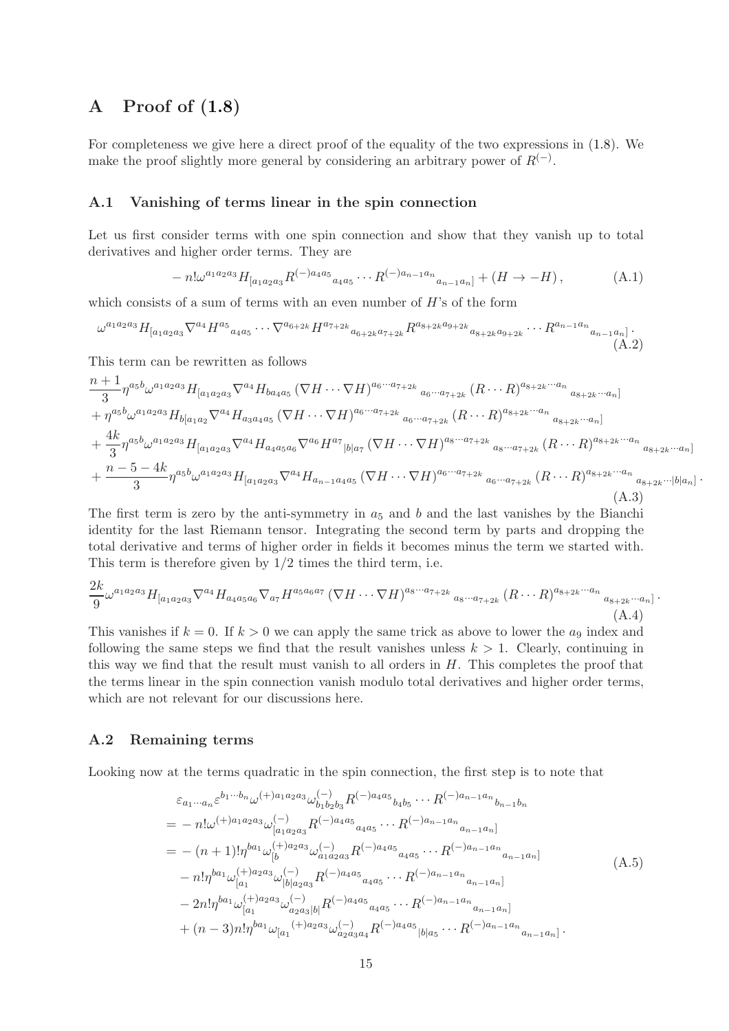# A Proof of (1.8)

For completeness we give here a direct proof of the equality of the two expressions in (1.8). We make the proof slightly more general by considering an arbitrary power of $R^{(-)}$.

## A.1 Vanishing of terms linear in the spin connection

Let us first consider terms with one spin connection and show that they vanish up to total derivatives and higher order terms. They are

$$
-\,n!\omega^{a_1a_2a_3}H_{[a_1a_2a_3}R^{(-)a_4a_5}{}_{a_4a_5}\cdots R^{(-)a_{n-1}a_n}{}_{a_{n-1}a_n]}+(H\to -H)\,, \tag{A.1}
$$

which consists of a sum of terms with an even number of $H$'s of the form

$$
\omega^{a_1a_2a_3}H_{[a_1a_2a_3}\nabla^{a_4}H^{a_5}{}_{a_4a_5}\cdots\nabla^{a_{6+2k}}H^{a_{7+2k}}{}_{a_{6+2k}a_{7+2k}}R^{a_{8+2k}a_{9+2k}}{}_{a_{8+2k}a_{9+2k}}\cdots R^{a_{n-1}a_n}{}_{a_{n-1}a_n]}\,. \tag{A.2}
$$

This term can be rewritten as follows

$$
\begin{aligned}
&\frac{n+1}{3}\eta^{a_5b}\omega^{a_1a_2a_3}H_{[a_1a_2a_3}\nabla^{a_4}H_{ba_4a_5}\,(\nabla H\cdots\nabla H)^{a_6\cdots a_{7+2k}}{}_{a_6\cdots a_{7+2k}}\,(R\cdots R)^{a_{8+2k}\cdots a_n}{}_{a_{8+2k}\cdots a_n]}\\
&+\eta^{a_5b}\omega^{a_1a_2a_3}H_{b[a_1a_2}\nabla^{a_4}H_{a_3a_4a_5}\,(\nabla H\cdots\nabla H)^{a_6\cdots a_{7+2k}}{}_{a_6\cdots a_{7+2k}}\,(R\cdots R)^{a_{8+2k}\cdots a_n}{}_{a_{8+2k}\cdots a_n]}\\
&+\frac{4k}{3}\eta^{a_5b}\omega^{a_1a_2a_3}H_{[a_1a_2a_3}\nabla^{a_4}H_{a_4a_5a_6}\nabla^{a_6}H^{a_7}{}_{|b|a_7}\,(\nabla H\cdots\nabla H)^{a_8\cdots a_{7+2k}}{}_{a_8\cdots a_{7+2k}}\,(R\cdots R)^{a_{8+2k}\cdots a_n}{}_{a_{8+2k}\cdots a_n]}\\
&+\frac{n-5-4k}{3}\eta^{a_5b}\omega^{a_1a_2a_3}H_{[a_1a_2a_3}\nabla^{a_4}H_{a_{n-1}a_4a_5}\,(\nabla H\cdots\nabla H)^{a_6\cdots a_{7+2k}}{}_{a_6\cdots a_{7+2k}}\,(R\cdots R)^{a_{8+2k}\cdots a_n}{}_{a_{8+2k}\cdots|b|a_n]}\,.
\end{aligned} \tag{A.3}
$$

The first term is zero by the anti-symmetry in $a_5$ and $b$ and the last vanishes by the Bianchi identity for the last Riemann tensor. Integrating the second term by parts and dropping the total derivative and terms of higher order in fields it becomes minus the term we started with. This term is therefore given by $1/2$ times the third term, i.e.

$$
\frac{2k}{9}\omega^{a_1a_2a_3}H_{[a_1a_2a_3}\nabla^{a_4}H_{a_4a_5a_6}\nabla_{a_7}H^{a_5a_6a_7}\,(\nabla H\cdots\nabla H)^{a_8\cdots a_{7+2k}}{}_{a_8\cdots a_{7+2k}}\,(R\cdots R)^{a_{8+2k}\cdots a_n}{}_{a_{8+2k}\cdots a_n]}\,. \tag{A.4}
$$

This vanishes if $k=0$. If $k>0$ we can apply the same trick as above to lower the $a_9$ index and following the same steps we find that the result vanishes unless $k>1$. Clearly, continuing in this way we find that the result must vanish to all orders in $H$. This completes the proof that the terms linear in the spin connection vanish modulo total derivatives and higher order terms, which are not relevant for our discussions here.

## A.2 Remaining terms

Looking now at the terms quadratic in the spin connection, the first step is to note that

$$
\begin{aligned}
&\varepsilon_{a_1\cdots a_n}\varepsilon^{b_1\cdots b_n}\omega^{(+)a_1a_2a_3}\omega^{(-)}_{b_1b_2b_3}R^{(-)a_4a_5}{}_{b_4b_5}\cdots R^{(-)a_{n-1}a_n}{}_{b_{n-1}b_n}\\
=&-n!\omega^{(+)a_1a_2a_3}\omega^{(-)}_{[a_1a_2a_3}R^{(-)a_4a_5}{}_{a_4a_5}\cdots R^{(-)a_{n-1}a_n}{}_{a_{n-1}a_n]}\\
=&-(n+1)!\eta^{ba_1}\omega^{(+)a_2a_3}_{[b}\omega^{(-)}_{a_1a_2a_3}R^{(-)a_4a_5}{}_{a_4a_5}\cdots R^{(-)a_{n-1}a_n}{}_{a_{n-1}a_n]}\\
&-n!\eta^{ba_1}\omega^{(+)a_2a_3}_{[a_1}\omega^{(-)}_{|b|a_2a_3}R^{(-)a_4a_5}{}_{a_4a_5}\cdots R^{(-)a_{n-1}a_n}{}_{a_{n-1}a_n]}\\
&-2n!\eta^{ba_1}\omega^{(+)a_2a_3}_{[a_1}\omega^{(-)}_{a_2a_3|b|}R^{(-)a_4a_5}{}_{a_4a_5}\cdots R^{(-)a_{n-1}a_n}{}_{a_{n-1}a_n]}\\
&+(n-3)n!\eta^{ba_1}\omega_{[a_1}{}^{(+)a_2a_3}\omega^{(-)}_{a_2a_3a_4}R^{(-)a_4a_5}{}_{|b|a_5}\cdots R^{(-)a_{n-1}a_n}{}_{a_{n-1}a_n]}\,.
\end{aligned} \tag{A.5}
$$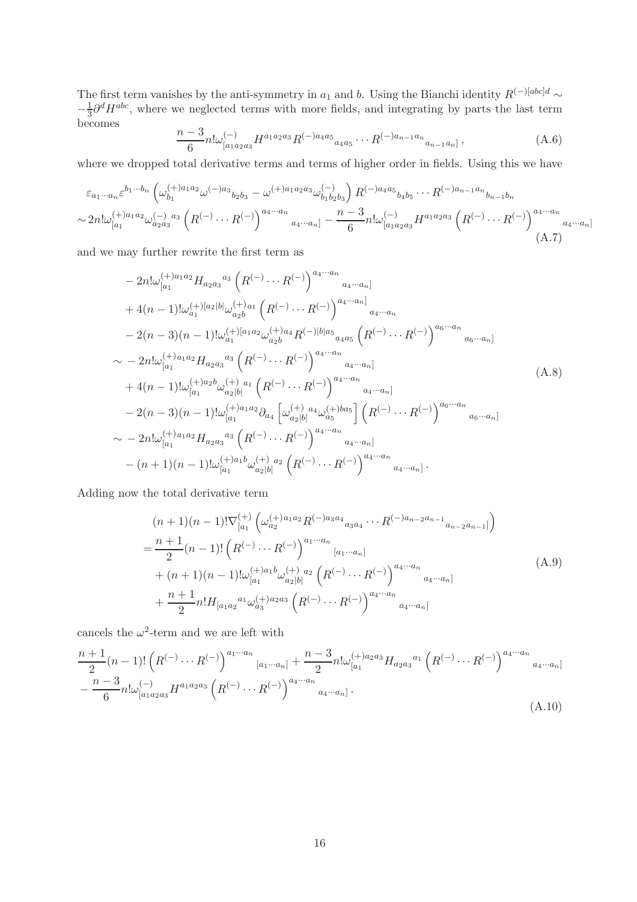The first term vanishes by the anti-symmetry in $a_1$ and $b$. Using the Bianchi identity $R^{(-)[abc]d} \sim -\frac{1}{3}\partial^d H^{abc}$, where we neglected terms with more fields, and integrating by parts the last term becomes

$$\frac{n-3}{6} n! \omega^{(-)}_{[a_1 a_2 a_3} H^{a_1 a_2 a_3} R^{(-) a_4 a_5}{}_{a_4 a_5} \cdots R^{(-) a_{n-1} a_n}{}_{a_{n-1} a_n]}\,, \tag{A.6}$$

where we dropped total derivative terms and terms of higher order in fields. Using this we have

$$\begin{aligned}
&\varepsilon_{a_1 \cdots a_n} \varepsilon^{b_1 \cdots b_n} \left( \omega^{(+) a_1 a_2}_{b_1} \omega^{(-) a_3}{}_{b_2 b_3} - \omega^{(+) a_1 a_2 a_3} \omega^{(-)}_{b_1 b_2 b_3} \right) R^{(-) a_4 a_5}{}_{b_4 b_5} \cdots R^{(-) a_{n-1} a_n}{}_{b_{n-1} b_n} \\
&\sim 2n! \omega^{(+) a_1 a_2}_{[a_1} \omega^{(-)}_{a_2 a_3}{}^{a_3} \left( R^{(-)} \cdots R^{(-)} \right)^{a_4 \cdots a_n}{}_{a_4 \cdots a_n]} - \frac{n-3}{6} n! \omega^{(-)}_{[a_1 a_2 a_3} H^{a_1 a_2 a_3} \left( R^{(-)} \cdots R^{(-)} \right)^{a_4 \cdots a_n}{}_{a_4 \cdots a_n]}
\end{aligned} \tag{A.7}$$

and we may further rewrite the first term as

$$\begin{aligned}
&- 2n! \omega^{(+) a_1 a_2}_{[a_1} H_{a_2 a_3}{}^{a_3} \left( R^{(-)} \cdots R^{(-)} \right)^{a_4 \cdots a_n}{}_{a_4 \cdots a_n]} \\
&+ 4(n-1)! \omega^{(+)[a_2|b|}_{a_1} \omega^{(+) a_1}_{a_2 b} \left( R^{(-)} \cdots R^{(-)} \right)^{a_4 \cdots a_n]}{}_{a_4 \cdots a_n} \\
&- 2(n-3)(n-1)! \omega^{(+)[a_1 a_2}_{a_1} \omega^{(+) a_4}_{a_2 b} R^{(-)|b| a_5}{}_{a_4 a_5} \left( R^{(-)} \cdots R^{(-)} \right)^{a_6 \cdots a_n}{}_{a_6 \cdots a_n]} \\
\sim &- 2n! \omega^{(+) a_1 a_2}_{[a_1} H_{a_2 a_3}{}^{a_3} \left( R^{(-)} \cdots R^{(-)} \right)^{a_4 \cdots a_n}{}_{a_4 \cdots a_n]} \\
&+ 4(n-1)! \omega^{(+) a_2 b}_{[a_1} \omega^{(+)}_{a_2 |b|}{}^{a_1} \left( R^{(-)} \cdots R^{(-)} \right)^{a_4 \cdots a_n}{}_{a_4 \cdots a_n]} \\
&- 2(n-3)(n-1)! \omega^{(+) a_1 a_2}_{[a_1} \partial_{a_4} \left[ \omega^{(+)}_{a_2 |b|}{}^{a_4} \omega^{(+) b a_5}_{a_5} \right] \left( R^{(-)} \cdots R^{(-)} \right)^{a_6 \cdots a_n}{}_{a_6 \cdots a_n]} \\
\sim &- 2n! \omega^{(+) a_1 a_2}_{[a_1} H_{a_2 a_3}{}^{a_3} \left( R^{(-)} \cdots R^{(-)} \right)^{a_4 \cdots a_n}{}_{a_4 \cdots a_n]} \\
&- (n+1)(n-1)! \omega^{(+) a_1 b}_{[a_1} \omega^{(+)}_{a_2 |b|}{}^{a_2} \left( R^{(-)} \cdots R^{(-)} \right)^{a_4 \cdots a_n}{}_{a_4 \cdots a_n]}\,.
\end{aligned} \tag{A.8}$$

Adding now the total derivative term

$$\begin{aligned}
&(n+1)(n-1)! \nabla^{(+)}_{[a_1} \left( \omega^{(+) a_1 a_2}_{a_2} R^{(-) a_3 a_4}{}_{a_3 a_4} \cdots R^{(-) a_{n-2} a_{n-1}}{}_{a_{n-2} a_{n-1}]} \right) \\
&= \frac{n+1}{2} (n-1)! \left( R^{(-)} \cdots R^{(-)} \right)^{a_1 \cdots a_n}{}_{[a_1 \cdots a_n]} \\
&\quad + (n+1)(n-1)! \omega^{(+) a_1 b}_{[a_1} \omega^{(+)}_{a_2 |b|}{}^{a_2} \left( R^{(-)} \cdots R^{(-)} \right)^{a_4 \cdots a_n}{}_{a_4 \cdots a_n]} \\
&\quad + \frac{n+1}{2} n! H_{[a_1 a_2}{}^{a_1} \omega^{(+) a_2 a_3}_{a_3} \left( R^{(-)} \cdots R^{(-)} \right)^{a_4 \cdots a_n}{}_{a_4 \cdots a_n]}
\end{aligned} \tag{A.9}$$

cancels the $\omega^2$-term and we are left with

$$\begin{aligned}
&\frac{n+1}{2} (n-1)! \left( R^{(-)} \cdots R^{(-)} \right)^{a_1 \cdots a_n}{}_{[a_1 \cdots a_n]} + \frac{n-3}{2} n! \omega^{(+) a_2 a_3}_{[a_1} H_{a_2 a_3}{}^{a_1} \left( R^{(-)} \cdots R^{(-)} \right)^{a_4 \cdots a_n}{}_{a_4 \cdots a_n]} \\
&- \frac{n-3}{6} n! \omega^{(-)}_{[a_1 a_2 a_3} H^{a_1 a_2 a_3} \left( R^{(-)} \cdots R^{(-)} \right)^{a_4 \cdots a_n}{}_{a_4 \cdots a_n]}\,.
\end{aligned} \tag{A.10}$$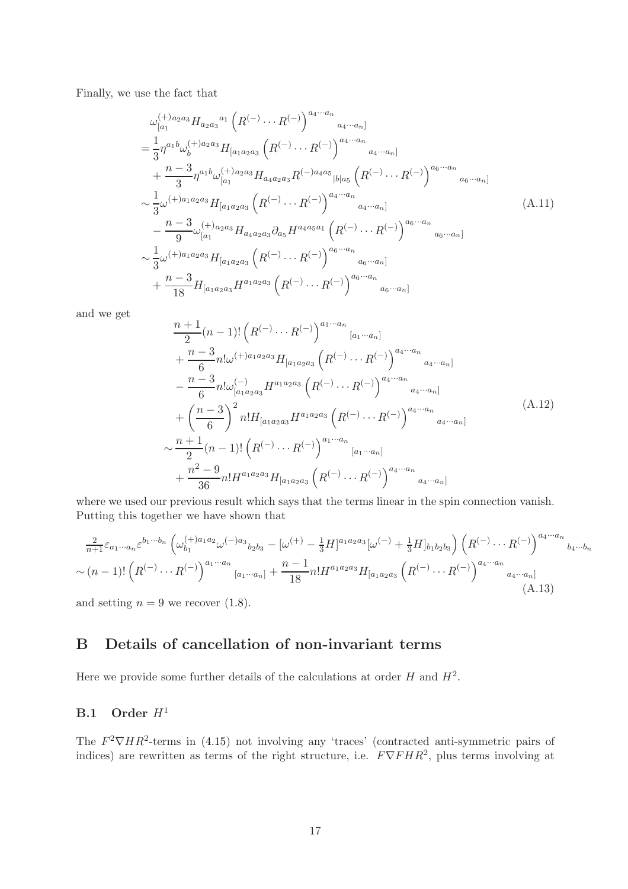Finally, we use the fact that

$$
\begin{aligned}
&\omega^{(+)a_2a_3}_{[a_1}H_{a_2a_3}{}^{a_1}\left(R^{(-)}\cdots R^{(-)}\right)^{a_4\cdots a_n}{}_{a_4\cdots a_n]}\\
=&\frac{1}{3}\eta^{a_1b}\omega^{(+)a_2a_3}_{b}H_{[a_1a_2a_3}\left(R^{(-)}\cdots R^{(-)}\right)^{a_4\cdots a_n}{}_{a_4\cdots a_n]}\\
&+\frac{n-3}{3}\eta^{a_1b}\omega^{(+)a_2a_3}_{[a_1}H_{a_4a_2a_3}R^{(-)a_4a_5}{}_{|b|a_5}\left(R^{(-)}\cdots R^{(-)}\right)^{a_6\cdots a_n}{}_{a_6\cdots a_n]}\\
\sim&\frac{1}{3}\omega^{(+)a_1a_2a_3}H_{[a_1a_2a_3}\left(R^{(-)}\cdots R^{(-)}\right)^{a_4\cdots a_n}{}_{a_4\cdots a_n]}\\
&-\frac{n-3}{9}\omega^{(+)a_2a_3}_{[a_1}H_{a_4a_2a_3}\partial_{a_5}H^{a_4a_5a_1}\left(R^{(-)}\cdots R^{(-)}\right)^{a_6\cdots a_n}{}_{a_6\cdots a_n]}\\
\sim&\frac{1}{3}\omega^{(+)a_1a_2a_3}H_{[a_1a_2a_3}\left(R^{(-)}\cdots R^{(-)}\right)^{a_6\cdots a_n}{}_{a_6\cdots a_n]}\\
&+\frac{n-3}{18}H_{[a_1a_2a_3}H^{a_1a_2a_3}\left(R^{(-)}\cdots R^{(-)}\right)^{a_6\cdots a_n}{}_{a_6\cdots a_n]}
\end{aligned}
\tag{A.11}
$$

and we get

$$
\begin{aligned}
&\frac{n+1}{2}(n-1)!\left(R^{(-)}\cdots R^{(-)}\right)^{a_1\cdots a_n}{}_{[a_1\cdots a_n]}\\
&+\frac{n-3}{6}n!\omega^{(+)a_1a_2a_3}H_{[a_1a_2a_3}\left(R^{(-)}\cdots R^{(-)}\right)^{a_4\cdots a_n}{}_{a_4\cdots a_n]}\\
&-\frac{n-3}{6}n!\omega^{(-)}_{[a_1a_2a_3}H^{a_1a_2a_3}\left(R^{(-)}\cdots R^{(-)}\right)^{a_4\cdots a_n}{}_{a_4\cdots a_n]}\\
&+\left(\frac{n-3}{6}\right)^2n!H_{[a_1a_2a_3}H^{a_1a_2a_3}\left(R^{(-)}\cdots R^{(-)}\right)^{a_4\cdots a_n}{}_{a_4\cdots a_n]}\\
\sim&\frac{n+1}{2}(n-1)!\left(R^{(-)}\cdots R^{(-)}\right)^{a_1\cdots a_n}{}_{[a_1\cdots a_n]}\\
&+\frac{n^2-9}{36}n!H^{a_1a_2a_3}H_{[a_1a_2a_3}\left(R^{(-)}\cdots R^{(-)}\right)^{a_4\cdots a_n}{}_{a_4\cdots a_n]}
\end{aligned}
\tag{A.12}
$$

where we used our previous result which says that the terms linear in the spin connection vanish. Putting this together we have shown that

$$
\begin{aligned}
&\tfrac{2}{n+1}\varepsilon_{a_1\cdots a_n}\varepsilon^{b_1\cdots b_n}\left(\omega^{(+)a_1a_2}_{b_1}\omega^{(-)a_3}{}_{b_2b_3}-[\omega^{(+)}-\tfrac{1}{3}H]^{a_1a_2a_3}[\omega^{(-)}+\tfrac{1}{3}H]_{b_1b_2b_3}\right)\left(R^{(-)}\cdots R^{(-)}\right)^{a_4\cdots a_n}{}_{b_4\cdots b_n}\\
&\sim(n-1)!\left(R^{(-)}\cdots R^{(-)}\right)^{a_1\cdots a_n}{}_{[a_1\cdots a_n]}+\frac{n-1}{18}n!H^{a_1a_2a_3}H_{[a_1a_2a_3}\left(R^{(-)}\cdots R^{(-)}\right)^{a_4\cdots a_n}{}_{a_4\cdots a_n]}
\end{aligned}
\tag{A.13}
$$

and setting $n=9$ we recover (1.8).

# B Details of cancellation of non-invariant terms

Here we provide some further details of the calculations at order $H$ and $H^2$.

## B.1 Order $H^1$

The $F^2\nabla HR^2$-terms in (4.15) not involving any 'traces' (contracted anti-symmetric pairs of indices) are rewritten as terms of the right structure, i.e. $F\nabla FHR^2$, plus terms involving at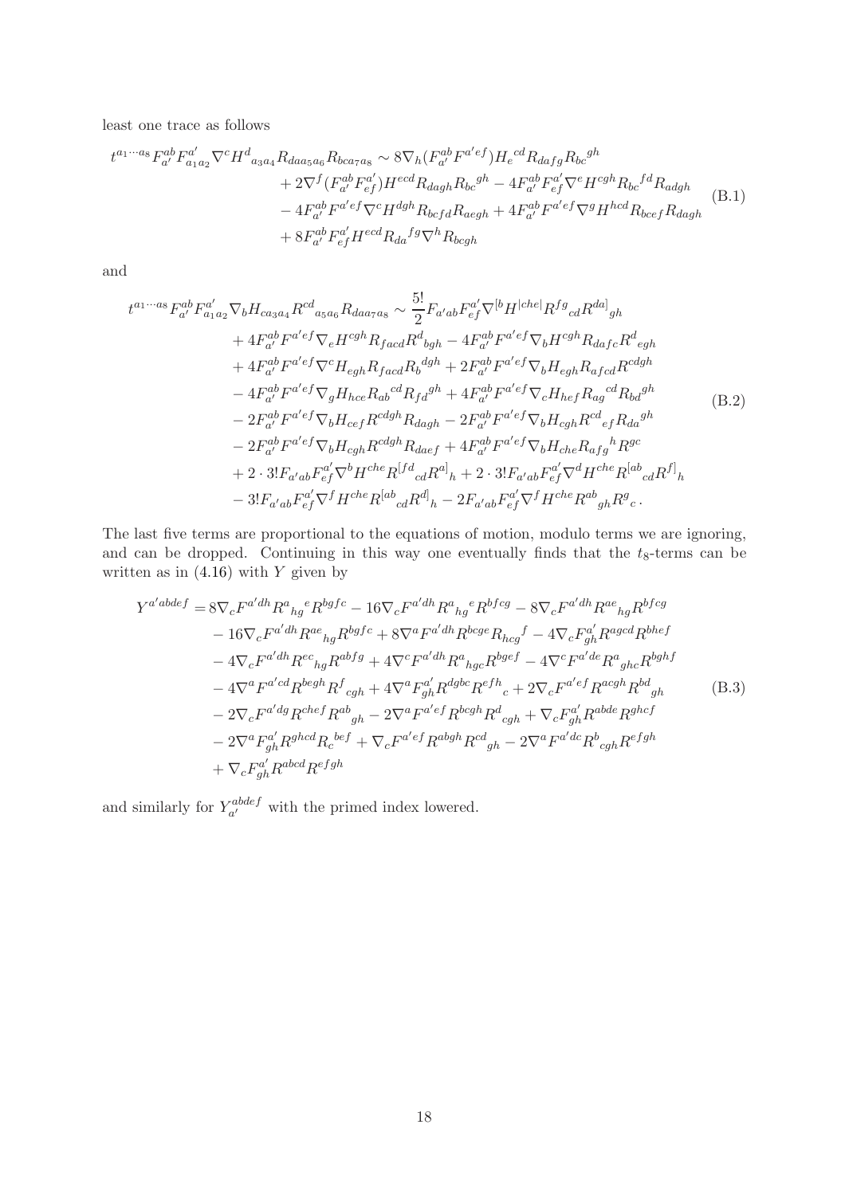least one trace as follows

$$
\begin{aligned}
t^{a_1\cdots a_8}F^{ab}_{a'}F^{a'}_{a_1a_2}\nabla^c H^d{}_{a_3a_4}R_{daa_5a_6}R_{bca_7a_8} \sim\, & 8\nabla_h(F^{ab}_{a'}F^{a'ef})H_e{}^{cd}R_{dafg}R_{bc}{}^{gh} \\
&+ 2\nabla^f(F^{ab}_{a'}F^{a'}_{ef})H^{ecd}R_{dagh}R_{bc}{}^{gh} - 4F^{ab}_{a'}F^{a'}_{ef}\nabla^e H^{cgh}R_{bc}{}^{fd}R_{adgh} \\
&- 4F^{ab}_{a'}F^{a'ef}\nabla^c H^{dgh}R_{bcfd}R_{aegh} + 4F^{ab}_{a'}F^{a'ef}\nabla^g H^{hcd}R_{bcef}R_{dagh} \\
&+ 8F^{ab}_{a'}F^{a'}_{ef}H^{ecd}R_{da}{}^{fg}\nabla^h R_{bcgh}
\end{aligned} \tag{B.1}
$$

and

$$
\begin{aligned}
t^{a_1\cdots a_8}F^{ab}_{a'}F^{a'}_{a_1a_2}\nabla_b H_{ca_3a_4}R^{cd}{}_{a_5a_6}R_{daa_7a_8} \sim\, & \frac{5!}{2}F_{a'ab}F^{a'}_{ef}\nabla^{[b}H^{|che|}R^{fg}{}_{cd}R^{da]}{}_{gh} \\
&+ 4F^{ab}_{a'}F^{a'ef}\nabla_e H^{cgh}R_{facd}R^d{}_{bgh} - 4F^{ab}_{a'}F^{a'ef}\nabla_b H^{cgh}R_{dafc}R^d{}_{egh} \\
&+ 4F^{ab}_{a'}F^{a'ef}\nabla^c H_{egh}R_{facd}R_b{}^{dgh} + 2F^{ab}_{a'}F^{a'ef}\nabla_b H_{egh}R_{afcd}R^{cdgh} \\
&- 4F^{ab}_{a'}F^{a'ef}\nabla_g H_{hce}R_{ab}{}^{cd}R_{fd}{}^{gh} + 4F^{ab}_{a'}F^{a'ef}\nabla_c H_{hef}R_{ag}{}^{cd}R_{bd}{}^{gh} \\
&- 2F^{ab}_{a'}F^{a'ef}\nabla_b H_{cef}R^{cdgh}R_{dagh} - 2F^{ab}_{a'}F^{a'ef}\nabla_b H_{cgh}R^{cd}{}_{ef}R_{da}{}^{gh} \\
&- 2F^{ab}_{a'}F^{a'ef}\nabla_b H_{cgh}R^{cdgh}R_{daef} + 4F^{ab}_{a'}F^{a'ef}\nabla_b H_{che}R_{afg}{}^hR^{gc} \\
&+ 2\cdot 3!F_{a'ab}F^{a'}_{ef}\nabla^b H^{che}R^{[fd}{}_{cd}R^{a]}{}_h + 2\cdot 3!F_{a'ab}F^{a'}_{ef}\nabla^d H^{che}R^{[ab}{}_{cd}R^{f]}{}_h \\
&- 3!F_{a'ab}F^{a'}_{ef}\nabla^f H^{che}R^{[ab}{}_{cd}R^{d]}{}_h - 2F_{a'ab}F^{a'}_{ef}\nabla^f H^{che}R^{ab}{}_{gh}R^g{}_c\,.
\end{aligned} \tag{B.2}
$$

The last five terms are proportional to the equations of motion, modulo terms we are ignoring, and can be dropped. Continuing in this way one eventually finds that the $t_8$-terms can be written as in (4.16) with $Y$ given by

$$
\begin{aligned}
Y^{a'abdef} =\, & 8\nabla_c F^{a'dh}R^a{}_{hg}{}^eR^{bgfc} - 16\nabla_c F^{a'dh}R^a{}_{hg}{}^eR^{bfcg} - 8\nabla_c F^{a'dh}R^{ae}{}_{hg}R^{bfcg} \\
&- 16\nabla_c F^{a'dh}R^{ae}{}_{hg}R^{bgfc} + 8\nabla^a F^{a'dh}R^{bcge}R_{hcg}{}^f - 4\nabla_c F^{a'}_{gh}R^{agcd}R^{bhef} \\
&- 4\nabla_c F^{a'dh}R^{ec}{}_{hg}R^{abfg} + 4\nabla^c F^{a'dh}R^a{}_{hgc}R^{bgef} - 4\nabla^c F^{a'de}R^a{}_{ghc}R^{bghf} \\
&- 4\nabla^a F^{a'cd}R^{begh}R^f{}_{cgh} + 4\nabla^a F^{a'}_{gh}R^{dgbc}R^{efh}{}_c + 2\nabla_c F^{a'ef}R^{acgh}R^{bd}{}_{gh} \\
&- 2\nabla_c F^{a'dg}R^{chef}R^{ab}{}_{gh} - 2\nabla^a F^{a'ef}R^{bcgh}R^d{}_{cgh} + \nabla_c F^{a'}_{gh}R^{abde}R^{ghcf} \\
&- 2\nabla^a F^{a'}_{gh}R^{ghcd}R_c{}^{bef} + \nabla_c F^{a'ef}R^{abgh}R^{cd}{}_{gh} - 2\nabla^a F^{a'dc}R^b{}_{cgh}R^{efgh} \\
&+ \nabla_c F^{a'}_{gh}R^{abcd}R^{efgh}
\end{aligned} \tag{B.3}
$$

and similarly for $Y^{abdef}_{a'}$ with the primed index lowered.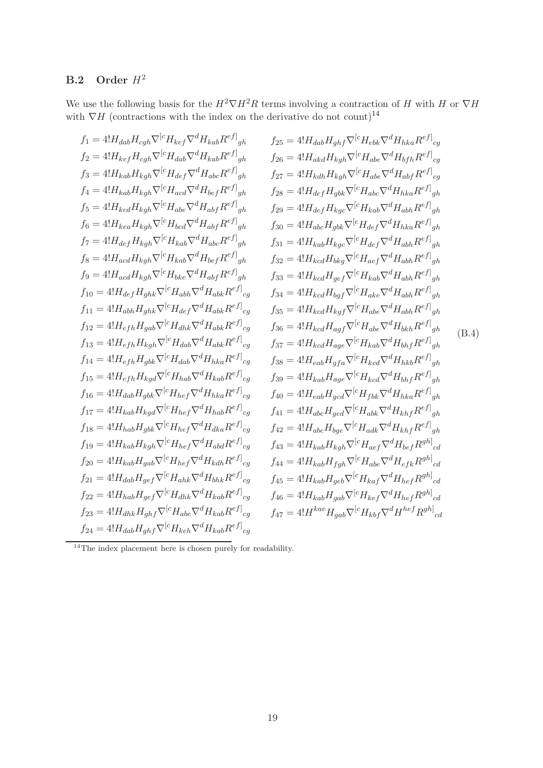### B.2 Order $H^2$

We use the following basis for the $H^2\nabla H^2 R$ terms involving a contraction of $H$ with $H$ or $\nabla H$ with $\nabla H$ (contractions with the index on the derivative do not count)[14]

$$
\begin{aligned}
f_1 &= 4!H_{dab}H_{cgh}\nabla^{[c}H_{kef}\nabla^{d}H_{kab}R^{ef]}{}_{gh} & f_{25} &= 4!H_{dab}H_{ghf}\nabla^{[c}H_{ebk}\nabla^{d}H_{hka}R^{ef]}{}_{cg} \\
f_2 &= 4!H_{kef}H_{cgh}\nabla^{[c}H_{dab}\nabla^{d}H_{kab}R^{ef]}{}_{gh} & f_{26} &= 4!H_{akd}H_{kgh}\nabla^{[c}H_{abe}\nabla^{d}H_{bfh}R^{ef]}{}_{cg} \\
f_3 &= 4!H_{kab}H_{kgh}\nabla^{[c}H_{def}\nabla^{d}H_{abc}R^{ef]}{}_{gh} & f_{27} &= 4!H_{kdh}H_{kgh}\nabla^{[c}H_{abe}\nabla^{d}H_{abf}R^{ef]}{}_{cg} \\
f_4 &= 4!H_{kab}H_{kgh}\nabla^{[c}H_{acd}\nabla^{d}H_{bef}R^{ef]}{}_{gh} & f_{28} &= 4!H_{def}H_{gbk}\nabla^{[c}H_{abc}\nabla^{d}H_{hka}R^{ef]}{}_{gh} \\
f_5 &= 4!H_{kcd}H_{kgh}\nabla^{[c}H_{abe}\nabla^{d}H_{abf}R^{ef]}{}_{gh} & f_{29} &= 4!H_{def}H_{kgc}\nabla^{[c}H_{kab}\nabla^{d}H_{abh}R^{ef]}{}_{gh} \\
f_6 &= 4!H_{kea}H_{kgh}\nabla^{[c}H_{bcd}\nabla^{d}H_{abf}R^{ef]}{}_{gh} & f_{30} &= 4!H_{abc}H_{gbk}\nabla^{[c}H_{def}\nabla^{d}H_{hka}R^{ef]}{}_{gh} \\
f_7 &= 4!H_{def}H_{kgh}\nabla^{[c}H_{kab}\nabla^{d}H_{abc}R^{ef]}{}_{gh} & f_{31} &= 4!H_{kab}H_{kgc}\nabla^{[c}H_{def}\nabla^{d}H_{abh}R^{ef]}{}_{gh} \\
f_8 &= 4!H_{acd}H_{kgh}\nabla^{[c}H_{kab}\nabla^{d}H_{bef}R^{ef]}{}_{gh} & f_{32} &= 4!H_{kcd}H_{bkg}\nabla^{[c}H_{aef}\nabla^{d}H_{abh}R^{ef]}{}_{gh} \\
f_9 &= 4!H_{acd}H_{kgh}\nabla^{[c}H_{bke}\nabla^{d}H_{abf}R^{ef]}{}_{gh} & f_{33} &= 4!H_{kcd}H_{gef}\nabla^{[c}H_{kab}\nabla^{d}H_{abh}R^{ef]}{}_{gh} \\
f_{10} &= 4!H_{def}H_{ghk}\nabla^{[c}H_{abh}\nabla^{d}H_{abk}R^{ef]}{}_{cg} & f_{34} &= 4!H_{kcd}H_{bgf}\nabla^{[c}H_{ake}\nabla^{d}H_{abh}R^{ef]}{}_{gh} \\
f_{11} &= 4!H_{abh}H_{ghk}\nabla^{[c}H_{def}\nabla^{d}H_{abk}R^{ef]}{}_{cg} & f_{35} &= 4!H_{kcd}H_{kgf}\nabla^{[c}H_{abe}\nabla^{d}H_{abh}R^{ef]}{}_{gh} \\
f_{12} &= 4!H_{efh}H_{gab}\nabla^{[c}H_{dhk}\nabla^{d}H_{abk}R^{ef]}{}_{cg} & f_{36} &= 4!H_{kcd}H_{agf}\nabla^{[c}H_{abe}\nabla^{d}H_{bkh}R^{ef]}{}_{gh} \\
f_{13} &= 4!H_{efh}H_{kgh}\nabla^{[c}H_{dab}\nabla^{d}H_{abk}R^{ef]}{}_{cg} & f_{37} &= 4!H_{kcd}H_{age}\nabla^{[c}H_{kab}\nabla^{d}H_{bhf}R^{ef]}{}_{gh} \\
f_{14} &= 4!H_{efh}H_{gbk}\nabla^{[c}H_{dab}\nabla^{d}H_{hka}R^{ef]}{}_{cg} & f_{38} &= 4!H_{eab}H_{gfa}\nabla^{[c}H_{kcd}\nabla^{d}H_{hkb}R^{ef]}{}_{gh} \\
f_{15} &= 4!H_{efh}H_{kgd}\nabla^{[c}H_{hab}\nabla^{d}H_{kab}R^{ef]}{}_{cg} & f_{39} &= 4!H_{kab}H_{age}\nabla^{[c}H_{kcd}\nabla^{d}H_{bhf}R^{ef]}{}_{gh} \\
f_{16} &= 4!H_{dab}H_{gbk}\nabla^{[c}H_{hef}\nabla^{d}H_{hka}R^{ef]}{}_{cg} & f_{40} &= 4!H_{eab}H_{gcd}\nabla^{[c}H_{fbk}\nabla^{d}H_{hka}R^{ef]}{}_{gh} \\
f_{17} &= 4!H_{kab}H_{kgd}\nabla^{[c}H_{hef}\nabla^{d}H_{hab}R^{ef]}{}_{cg} & f_{41} &= 4!H_{abc}H_{ged}\nabla^{[c}H_{abk}\nabla^{d}H_{khf}R^{ef]}{}_{gh} \\
f_{18} &= 4!H_{hab}H_{gbk}\nabla^{[c}H_{hef}\nabla^{d}H_{dka}R^{ef]}{}_{cg} & f_{42} &= 4!H_{abc}H_{bge}\nabla^{[c}H_{adk}\nabla^{d}H_{khf}R^{ef]}{}_{gh} \\
f_{19} &= 4!H_{kab}H_{kgh}\nabla^{[c}H_{hef}\nabla^{d}H_{abd}R^{ef]}{}_{cg} & f_{43} &= 4!H_{kab}H_{kgh}\nabla^{[c}H_{aef}\nabla^{d}H_{bef}R^{gh]}{}_{cd} \\
f_{20} &= 4!H_{kab}H_{gab}\nabla^{[c}H_{hef}\nabla^{d}H_{kdh}R^{ef]}{}_{cg} & f_{44} &= 4!H_{kab}H_{fgh}\nabla^{[c}H_{abe}\nabla^{d}H_{efk}R^{gh]}{}_{cd} \\
f_{21} &= 4!H_{dab}H_{gef}\nabla^{[c}H_{ahk}\nabla^{d}H_{bhk}R^{ef]}{}_{cg} & f_{45} &= 4!H_{kab}H_{geb}\nabla^{[c}H_{kaf}\nabla^{d}H_{hef}R^{gh]}{}_{cd} \\
f_{22} &= 4!H_{hab}H_{gef}\nabla^{[c}H_{dhk}\nabla^{d}H_{kab}R^{ef]}{}_{cg} & f_{46} &= 4!H_{kab}H_{gab}\nabla^{[c}H_{kef}\nabla^{d}H_{hef}R^{gh]}{}_{cd} \\
f_{23} &= 4!H_{dhk}H_{ghf}\nabla^{[c}H_{abe}\nabla^{d}H_{kab}R^{ef]}{}_{cg} & f_{47} &= 4!H^{kae}H_{gab}\nabla^{[c}H_{kbf}\nabla^{d}H^{hef}R^{gh]}{}_{cd} \\
f_{24} &= 4!H_{dab}H_{ghf}\nabla^{[c}H_{keh}\nabla^{d}H_{kab}R^{ef]}{}_{cg} & &
\end{aligned}
\tag{B.4}
$$

[14] The index placement here is chosen purely for readability.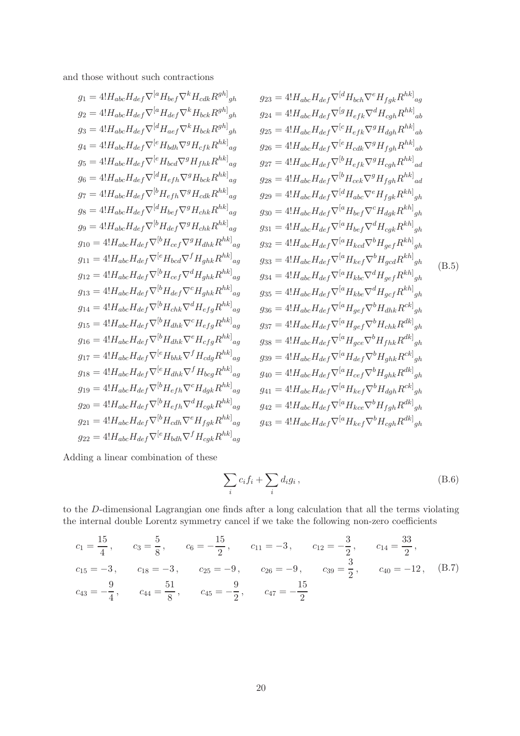and those without such contractions

$$
\begin{aligned}
g_1 &= 4!H_{abc}H_{def}\nabla^{[a}H_{bef}\nabla^{k}H_{cdk}R^{gh]}{}_{gh} \\
g_2 &= 4!H_{abc}H_{def}\nabla^{[a}H_{def}\nabla^{k}H_{bck}R^{gh]}{}_{gh} \\
g_3 &= 4!H_{abc}H_{def}\nabla^{[d}H_{aef}\nabla^{k}H_{bck}R^{gh]}{}_{gh} \\
g_4 &= 4!H_{abc}H_{def}\nabla^{[e}H_{bdh}\nabla^{g}H_{cfk}R^{hk]}{}_{ag} \\
g_5 &= 4!H_{abc}H_{def}\nabla^{[e}H_{bcd}\nabla^{g}H_{fhk}R^{hk]}{}_{ag} \\
g_6 &= 4!H_{abc}H_{def}\nabla^{[d}H_{efh}\nabla^{g}H_{bck}R^{hk]}{}_{ag} \\
g_7 &= 4!H_{abc}H_{def}\nabla^{[b}H_{efh}\nabla^{g}H_{cdk}R^{hk]}{}_{ag} \\
g_8 &= 4!H_{abc}H_{def}\nabla^{[d}H_{bef}\nabla^{g}H_{chk}R^{hk]}{}_{ag} \\
g_9 &= 4!H_{abc}H_{def}\nabla^{[b}H_{def}\nabla^{g}H_{chk}R^{hk]}{}_{ag} \\
g_{10} &= 4!H_{abc}H_{def}\nabla^{[b}H_{cef}\nabla^{g}H_{dhk}R^{hk]}{}_{ag} \\
g_{11} &= 4!H_{abc}H_{def}\nabla^{[e}H_{bcd}\nabla^{f}H_{ghk}R^{hk]}{}_{ag} \\
g_{12} &= 4!H_{abc}H_{def}\nabla^{[b}H_{cef}\nabla^{d}H_{ghk}R^{hk]}{}_{ag} \\
g_{13} &= 4!H_{abc}H_{def}\nabla^{[b}H_{def}\nabla^{c}H_{ghk}R^{hk]}{}_{ag} \\
g_{14} &= 4!H_{abc}H_{def}\nabla^{[b}H_{chk}\nabla^{d}H_{efg}R^{hk]}{}_{ag} \\
g_{15} &= 4!H_{abc}H_{def}\nabla^{[b}H_{dhk}\nabla^{c}H_{efg}R^{hk]}{}_{ag} \\
g_{16} &= 4!H_{abc}H_{def}\nabla^{[b}H_{dhk}\nabla^{e}H_{cfg}R^{hk]}{}_{ag} \\
g_{17} &= 4!H_{abc}H_{def}\nabla^{[e}H_{bhk}\nabla^{f}H_{cdg}R^{hk]}{}_{ag} \\
g_{18} &= 4!H_{abc}H_{def}\nabla^{[e}H_{dhk}\nabla^{f}H_{bcg}R^{hk]}{}_{ag} \\
g_{19} &= 4!H_{abc}H_{def}\nabla^{[b}H_{efh}\nabla^{c}H_{dgk}R^{hk]}{}_{ag} \\
g_{20} &= 4!H_{abc}H_{def}\nabla^{[b}H_{efh}\nabla^{d}H_{cgk}R^{hk]}{}_{ag} \\
g_{21} &= 4!H_{abc}H_{def}\nabla^{[b}H_{cdh}\nabla^{e}H_{fgk}R^{hk]}{}_{ag} \\
g_{22} &= 4!H_{abc}H_{def}\nabla^{[e}H_{bdh}\nabla^{f}H_{cgk}R^{hk]}{}_{ag} \\
g_{23} &= 4!H_{abc}H_{def}\nabla^{[d}H_{bch}\nabla^{e}H_{fgk}R^{hk]}{}_{ag} \\
g_{24} &= 4!H_{abc}H_{def}\nabla^{[g}H_{efk}\nabla^{d}H_{cgh}R^{hk]}{}_{ab} \\
g_{25} &= 4!H_{abc}H_{def}\nabla^{[c}H_{efk}\nabla^{g}H_{dgh}R^{hk]}{}_{ab} \\
g_{26} &= 4!H_{abc}H_{def}\nabla^{[e}H_{cdk}\nabla^{g}H_{fgh}R^{hk]}{}_{ab} \\
g_{27} &= 4!H_{abc}H_{def}\nabla^{[b}H_{efk}\nabla^{g}H_{cgh}R^{hk]}{}_{ad} \\
g_{28} &= 4!H_{abc}H_{def}\nabla^{[b}H_{cek}\nabla^{g}H_{fgh}R^{hk]}{}_{ad} \\
g_{29} &= 4!H_{abc}H_{def}\nabla^{[d}H_{abc}\nabla^{e}H_{fgk}R^{kh]}{}_{gh} \\
g_{30} &= 4!H_{abc}H_{def}\nabla^{[a}H_{bef}\nabla^{c}H_{dgk}R^{kh]}{}_{gh} \\
g_{31} &= 4!H_{abc}H_{def}\nabla^{[a}H_{bef}\nabla^{d}H_{cgk}R^{kh]}{}_{gh} \\
g_{32} &= 4!H_{abc}H_{def}\nabla^{[a}H_{kcd}\nabla^{b}H_{gef}R^{kh]}{}_{gh} \\
g_{33} &= 4!H_{abc}H_{def}\nabla^{[a}H_{kef}\nabla^{b}H_{gcd}R^{kh]}{}_{gh} \\
g_{34} &= 4!H_{abc}H_{def}\nabla^{[a}H_{kbc}\nabla^{d}H_{gef}R^{kh]}{}_{gh} \\
g_{35} &= 4!H_{abc}H_{def}\nabla^{[a}H_{kbe}\nabla^{d}H_{gcf}R^{kh]}{}_{gh} \\
g_{36} &= 4!H_{abc}H_{def}\nabla^{[a}H_{gef}\nabla^{b}H_{dhk}R^{ck]}{}_{gh} \\
g_{37} &= 4!H_{abc}H_{def}\nabla^{[a}H_{gef}\nabla^{b}H_{chk}R^{dk]}{}_{gh} \\
g_{38} &= 4!H_{abc}H_{def}\nabla^{[a}H_{gce}\nabla^{b}H_{fhk}R^{dk]}{}_{gh} \\
g_{39} &= 4!H_{abc}H_{def}\nabla^{[a}H_{def}\nabla^{b}H_{ghk}R^{ck]}{}_{gh} \\
g_{40} &= 4!H_{abc}H_{def}\nabla^{[a}H_{cef}\nabla^{b}H_{ghk}R^{dk]}{}_{gh} \\
g_{41} &= 4!H_{abc}H_{def}\nabla^{[a}H_{kef}\nabla^{b}H_{dgh}R^{ck]}{}_{gh} \\
g_{42} &= 4!H_{abc}H_{def}\nabla^{[a}H_{kce}\nabla^{b}H_{fgh}R^{dk]}{}_{gh} \\
g_{43} &= 4!H_{abc}H_{def}\nabla^{[a}H_{kef}\nabla^{b}H_{cgh}R^{dk]}{}_{gh}
\end{aligned}
\tag{B.5}
$$

Adding a linear combination of these

$$
\sum_i c_i f_i + \sum_i d_i g_i\,, \tag{B.6}
$$

to the $D$-dimensional Lagrangian one finds after a long calculation that all the terms violating the internal double Lorentz symmetry cancel if we take the following non-zero coefficients

$$
\begin{aligned}
&c_1 = \frac{15}{4}\,, \qquad c_3 = \frac{5}{8}\,, \qquad c_6 = -\frac{15}{2}\,, \qquad c_{11} = -3\,, \qquad c_{12} = -\frac{3}{2}\,, \qquad c_{14} = \frac{33}{2}\,, \\
&c_{15} = -3\,, \qquad c_{18} = -3\,, \qquad c_{25} = -9\,, \qquad c_{26} = -9\,, \qquad c_{39} = \frac{3}{2}\,, \qquad c_{40} = -12\,, \\
&c_{43} = -\frac{9}{4}\,, \qquad c_{44} = \frac{51}{8}\,, \qquad c_{45} = -\frac{9}{2}\,, \qquad c_{47} = -\frac{15}{2}
\end{aligned}
\tag{B.7}
$$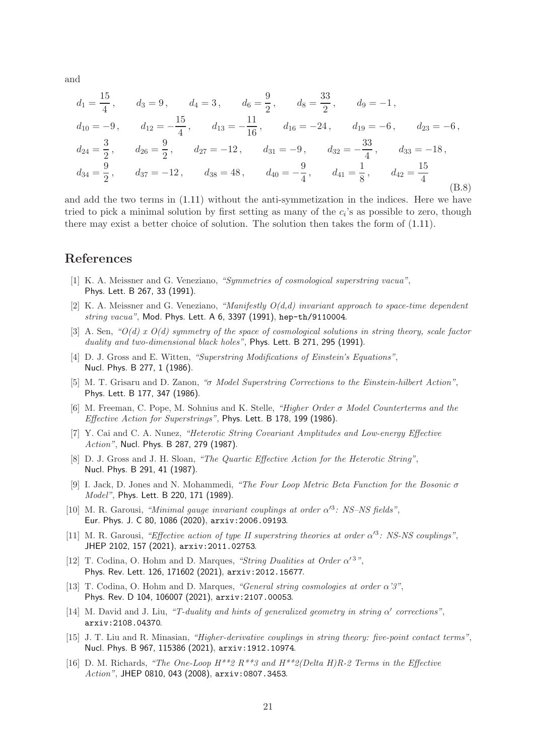and

$$
\begin{aligned}
&d_1 = \frac{15}{4}\,, \qquad d_3 = 9\,, \qquad d_4 = 3\,, \qquad d_6 = \frac{9}{2}\,, \qquad d_8 = \frac{33}{2}\,, \qquad d_9 = -1\,,\\
&d_{10} = -9\,, \qquad d_{12} = -\frac{15}{4}\,, \qquad d_{13} = -\frac{11}{16}\,, \qquad d_{16} = -24\,, \qquad d_{19} = -6\,, \qquad d_{23} = -6\,,\\
&d_{24} = \frac{3}{2}\,, \qquad d_{26} = \frac{9}{2}\,, \qquad d_{27} = -12\,, \qquad d_{31} = -9\,, \qquad d_{32} = -\frac{33}{4}\,, \qquad d_{33} = -18\,,\\
&d_{34} = \frac{9}{2}\,, \qquad d_{37} = -12\,, \qquad d_{38} = 48\,, \qquad d_{40} = -\frac{9}{4}\,, \qquad d_{41} = \frac{1}{8}\,, \qquad d_{42} = \frac{15}{4}
\end{aligned}
\tag{B.8}
$$

and add the two terms in (1.11) without the anti-symmetization in the indices. Here we have tried to pick a minimal solution by first setting as many of the $c_i$'s as possible to zero, though there may exist a better choice of solution. The solution then takes the form of (1.11).

# References

[1] K. A. Meissner and G. Veneziano, *"Symmetries of cosmological superstring vacua"*, Phys. Lett. B 267, 33 (1991).

[2] K. A. Meissner and G. Veneziano, *"Manifestly O(d,d) invariant approach to space-time dependent string vacua"*, Mod. Phys. Lett. A 6, 3397 (1991), hep-th/9110004.

[3] A. Sen, *"O(d) x O(d) symmetry of the space of cosmological solutions in string theory, scale factor duality and two-dimensional black holes"*, Phys. Lett. B 271, 295 (1991).

[4] D. J. Gross and E. Witten, *"Superstring Modifications of Einstein's Equations"*, Nucl. Phys. B 277, 1 (1986).

[5] M. T. Grisaru and D. Zanon, *"$\sigma$ Model Superstring Corrections to the Einstein-hilbert Action"*, Phys. Lett. B 177, 347 (1986).

[6] M. Freeman, C. Pope, M. Sohnius and K. Stelle, *"Higher Order $\sigma$ Model Counterterms and the Effective Action for Superstrings"*, Phys. Lett. B 178, 199 (1986).

[7] Y. Cai and C. A. Nunez, *"Heterotic String Covariant Amplitudes and Low-energy Effective Action"*, Nucl. Phys. B 287, 279 (1987).

[8] D. J. Gross and J. H. Sloan, *"The Quartic Effective Action for the Heterotic String"*, Nucl. Phys. B 291, 41 (1987).

[9] I. Jack, D. Jones and N. Mohammedi, *"The Four Loop Metric Beta Function for the Bosonic $\sigma$ Model"*, Phys. Lett. B 220, 171 (1989).

[10] M. R. Garousi, *"Minimal gauge invariant couplings at order $\alpha'^3$: NS–NS fields"*, Eur. Phys. J. C 80, 1086 (2020), arxiv:2006.09193.

[11] M. R. Garousi, *"Effective action of type II superstring theories at order $\alpha'^3$: NS-NS couplings"*, JHEP 2102, 157 (2021), arxiv:2011.02753.

[12] T. Codina, O. Hohm and D. Marques, *"String Dualities at Order $\alpha'^3$"*, Phys. Rev. Lett. 126, 171602 (2021), arxiv:2012.15677.

[13] T. Codina, O. Hohm and D. Marques, *"General string cosmologies at order $\alpha$'3"*, Phys. Rev. D 104, 106007 (2021), arxiv:2107.00053.

[14] M. David and J. Liu, *"T-duality and hints of generalized geometry in string $\alpha'$ corrections"*, arxiv:2108.04370.

[15] J. T. Liu and R. Minasian, *"Higher-derivative couplings in string theory: five-point contact terms"*, Nucl. Phys. B 967, 115386 (2021), arxiv:1912.10974.

[16] D. M. Richards, *"The One-Loop H**2 R**3 and H**2(Delta H)R-2 Terms in the Effective Action"*, JHEP 0810, 043 (2008), arxiv:0807.3453.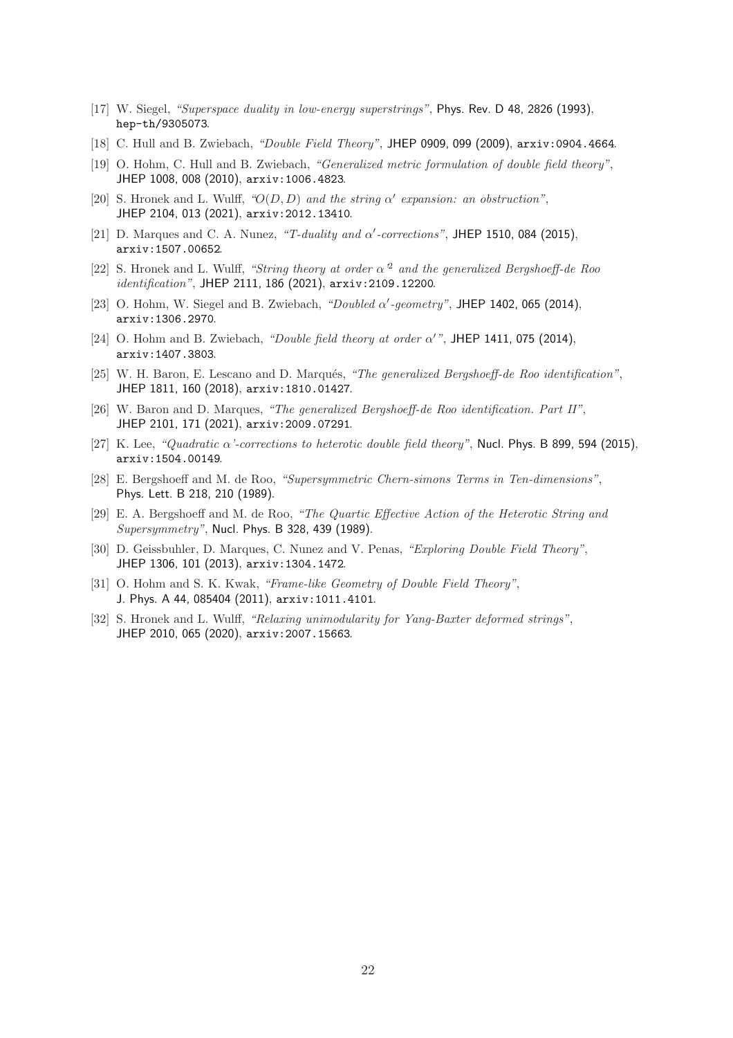[17] W. Siegel, *"Superspace duality in low-energy superstrings"*, Phys. Rev. D 48, 2826 (1993), hep-th/9305073.

[18] C. Hull and B. Zwiebach, *"Double Field Theory"*, JHEP 0909, 099 (2009), arxiv:0904.4664.

[19] O. Hohm, C. Hull and B. Zwiebach, *"Generalized metric formulation of double field theory"*, JHEP 1008, 008 (2010), arxiv:1006.4823.

[20] S. Hronek and L. Wulff, *"$O(D,D)$ and the string $\alpha'$ expansion: an obstruction"*, JHEP 2104, 013 (2021), arxiv:2012.13410.

[21] D. Marques and C. A. Nunez, *"T-duality and $\alpha'$-corrections"*, JHEP 1510, 084 (2015), arxiv:1507.00652.

[22] S. Hronek and L. Wulff, *"String theory at order $\alpha'^2$ and the generalized Bergshoeff-de Roo identification"*, JHEP 2111, 186 (2021), arxiv:2109.12200.

[23] O. Hohm, W. Siegel and B. Zwiebach, *"Doubled $\alpha'$-geometry"*, JHEP 1402, 065 (2014), arxiv:1306.2970.

[24] O. Hohm and B. Zwiebach, *"Double field theory at order $\alpha'$"*, JHEP 1411, 075 (2014), arxiv:1407.3803.

[25] W. H. Baron, E. Lescano and D. Marqués, *"The generalized Bergshoeff-de Roo identification"*, JHEP 1811, 160 (2018), arxiv:1810.01427.

[26] W. Baron and D. Marques, *"The generalized Bergshoeff-de Roo identification. Part II"*, JHEP 2101, 171 (2021), arxiv:2009.07291.

[27] K. Lee, *"Quadratic $\alpha'$-corrections to heterotic double field theory"*, Nucl. Phys. B 899, 594 (2015), arxiv:1504.00149.

[28] E. Bergshoeff and M. de Roo, *"Supersymmetric Chern-simons Terms in Ten-dimensions"*, Phys. Lett. B 218, 210 (1989).

[29] E. A. Bergshoeff and M. de Roo, *"The Quartic Effective Action of the Heterotic String and Supersymmetry"*, Nucl. Phys. B 328, 439 (1989).

[30] D. Geissbuhler, D. Marques, C. Nunez and V. Penas, *"Exploring Double Field Theory"*, JHEP 1306, 101 (2013), arxiv:1304.1472.

[31] O. Hohm and S. K. Kwak, *"Frame-like Geometry of Double Field Theory"*, J. Phys. A 44, 085404 (2011), arxiv:1011.4101.

[32] S. Hronek and L. Wulff, *"Relaxing unimodularity for Yang-Baxter deformed strings"*, JHEP 2010, 065 (2020), arxiv:2007.15663.